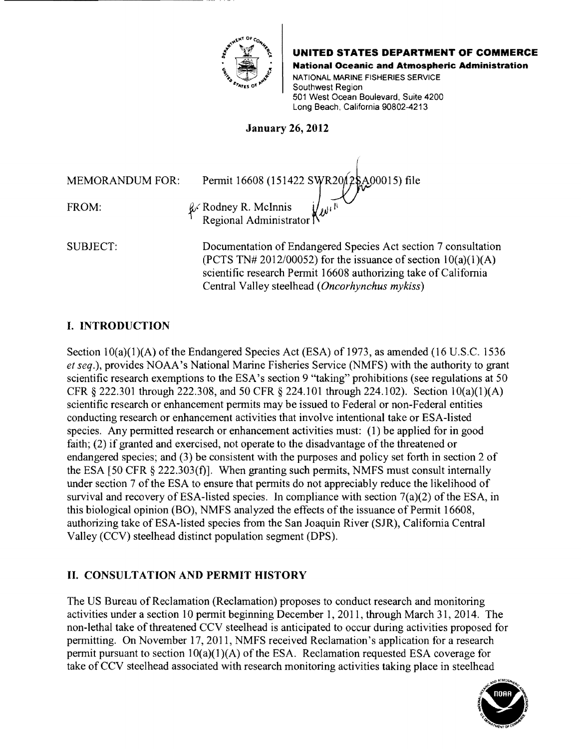**UNITED STATES DEPARTMENT OF COMMERCE**
**National Oceanic and Atmospheric Administration**
NATIONAL MARINE FISHERIES SERVICE
Southwest Region
501 West Ocean Boulevard, Suite 4200
Long Beach, California 90802-4213

**January 26, 2012**

MEMORANDUM FOR: Permit 16608 (151422 SWR2012SA00015) file

FROM: Rodney R. McInnis
Regional Administrator

SUBJECT: Documentation of Endangered Species Act section 7 consultation (PCTS TN# 2012/00052) for the issuance of section 10(a)(1)(A) scientific research Permit 16608 authorizing take of California Central Valley steelhead (*Oncorhynchus mykiss*)

## I. INTRODUCTION

Section 10(a)(1)(A) of the Endangered Species Act (ESA) of 1973, as amended (16 U.S.C. 1536 *et seq.*), provides NOAA's National Marine Fisheries Service (NMFS) with the authority to grant scientific research exemptions to the ESA's section 9 "taking" prohibitions (see regulations at 50 CFR § 222.301 through 222.308, and 50 CFR § 224.101 through 224.102). Section 10(a)(1)(A) scientific research or enhancement permits may be issued to Federal or non-Federal entities conducting research or enhancement activities that involve intentional take or ESA-listed species. Any permitted research or enhancement activities must: (1) be applied for in good faith; (2) if granted and exercised, not operate to the disadvantage of the threatened or endangered species; and (3) be consistent with the purposes and policy set forth in section 2 of the ESA [50 CFR § 222.303(f)]. When granting such permits, NMFS must consult internally under section 7 of the ESA to ensure that permits do not appreciably reduce the likelihood of survival and recovery of ESA-listed species. In compliance with section 7(a)(2) of the ESA, in this biological opinion (BO), NMFS analyzed the effects of the issuance of Permit 16608, authorizing take of ESA-listed species from the San Joaquin River (SJR), California Central Valley (CCV) steelhead distinct population segment (DPS).

## II. CONSULTATION AND PERMIT HISTORY

The US Bureau of Reclamation (Reclamation) proposes to conduct research and monitoring activities under a section 10 permit beginning December 1, 2011, through March 31, 2014. The non-lethal take of threatened CCV steelhead is anticipated to occur during activities proposed for permitting. On November 17, 2011, NMFS received Reclamation's application for a research permit pursuant to section 10(a)(1)(A) of the ESA. Reclamation requested ESA coverage for take of CCV steelhead associated with research monitoring activities taking place in steelhead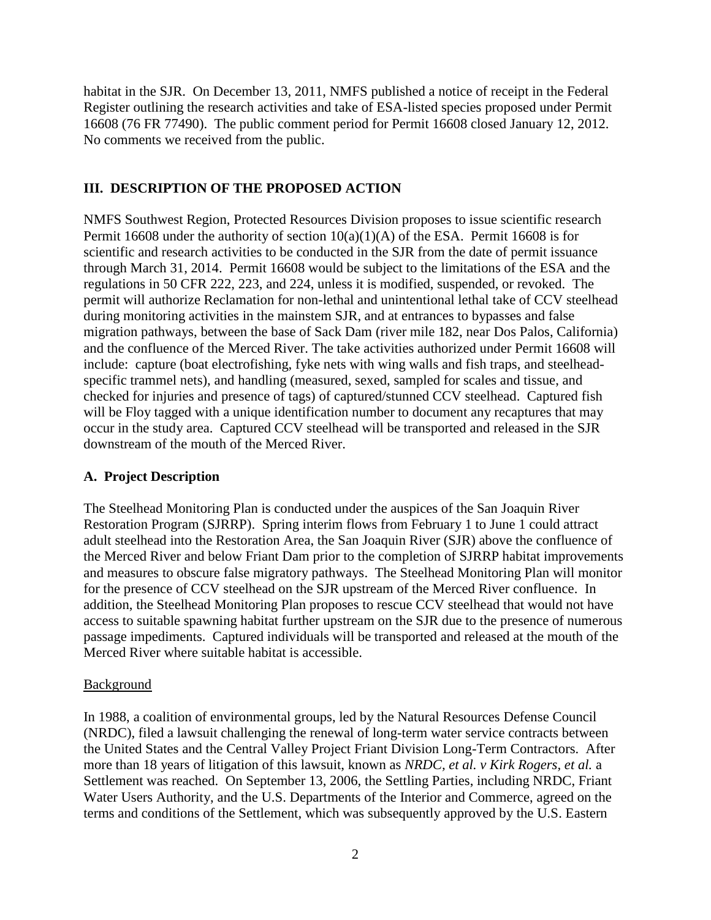habitat in the SJR. On December 13, 2011, NMFS published a notice of receipt in the Federal Register outlining the research activities and take of ESA-listed species proposed under Permit 16608 (76 FR 77490). The public comment period for Permit 16608 closed January 12, 2012. No comments we received from the public.

## III. DESCRIPTION OF THE PROPOSED ACTION

NMFS Southwest Region, Protected Resources Division proposes to issue scientific research Permit 16608 under the authority of section 10(a)(1)(A) of the ESA. Permit 16608 is for scientific and research activities to be conducted in the SJR from the date of permit issuance through March 31, 2014. Permit 16608 would be subject to the limitations of the ESA and the regulations in 50 CFR 222, 223, and 224, unless it is modified, suspended, or revoked. The permit will authorize Reclamation for non-lethal and unintentional lethal take of CCV steelhead during monitoring activities in the mainstem SJR, and at entrances to bypasses and false migration pathways, between the base of Sack Dam (river mile 182, near Dos Palos, California) and the confluence of the Merced River. The take activities authorized under Permit 16608 will include: capture (boat electrofishing, fyke nets with wing walls and fish traps, and steelhead-specific trammel nets), and handling (measured, sexed, sampled for scales and tissue, and checked for injuries and presence of tags) of captured/stunned CCV steelhead. Captured fish will be Floy tagged with a unique identification number to document any recaptures that may occur in the study area. Captured CCV steelhead will be transported and released in the SJR downstream of the mouth of the Merced River.

### A. Project Description

The Steelhead Monitoring Plan is conducted under the auspices of the San Joaquin River Restoration Program (SJRRP). Spring interim flows from February 1 to June 1 could attract adult steelhead into the Restoration Area, the San Joaquin River (SJR) above the confluence of the Merced River and below Friant Dam prior to the completion of SJRRP habitat improvements and measures to obscure false migratory pathways. The Steelhead Monitoring Plan will monitor for the presence of CCV steelhead on the SJR upstream of the Merced River confluence. In addition, the Steelhead Monitoring Plan proposes to rescue CCV steelhead that would not have access to suitable spawning habitat further upstream on the SJR due to the presence of numerous passage impediments. Captured individuals will be transported and released at the mouth of the Merced River where suitable habitat is accessible.

<u>Background</u>

In 1988, a coalition of environmental groups, led by the Natural Resources Defense Council (NRDC), filed a lawsuit challenging the renewal of long-term water service contracts between the United States and the Central Valley Project Friant Division Long-Term Contractors. After more than 18 years of litigation of this lawsuit, known as *NRDC, et al. v Kirk Rogers, et al.* a Settlement was reached. On September 13, 2006, the Settling Parties, including NRDC, Friant Water Users Authority, and the U.S. Departments of the Interior and Commerce, agreed on the terms and conditions of the Settlement, which was subsequently approved by the U.S. Eastern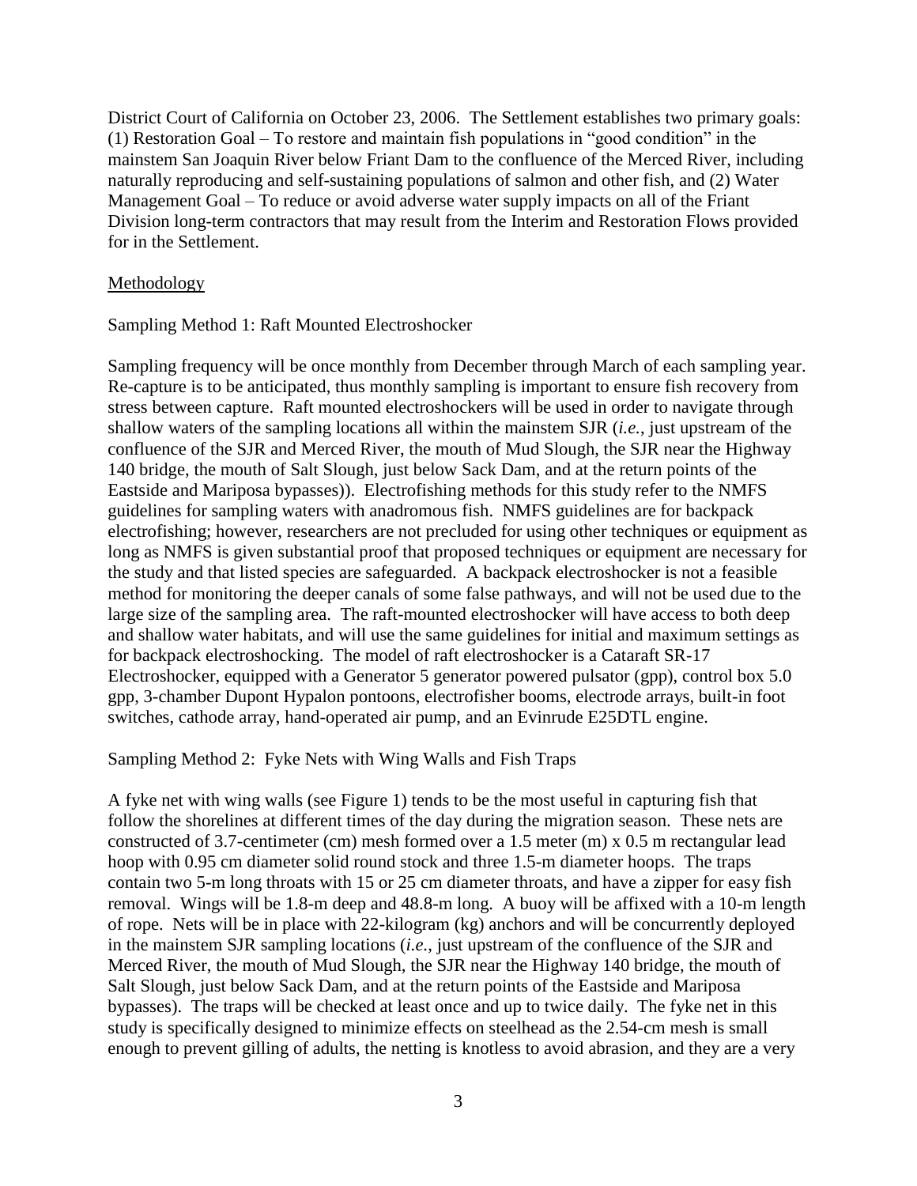District Court of California on October 23, 2006. The Settlement establishes two primary goals: (1) Restoration Goal – To restore and maintain fish populations in "good condition" in the mainstem San Joaquin River below Friant Dam to the confluence of the Merced River, including naturally reproducing and self-sustaining populations of salmon and other fish, and (2) Water Management Goal – To reduce or avoid adverse water supply impacts on all of the Friant Division long-term contractors that may result from the Interim and Restoration Flows provided for in the Settlement.

## Methodology

### Sampling Method 1: Raft Mounted Electroshocker

Sampling frequency will be once monthly from December through March of each sampling year. Re-capture is to be anticipated, thus monthly sampling is important to ensure fish recovery from stress between capture. Raft mounted electroshockers will be used in order to navigate through shallow waters of the sampling locations all within the mainstem SJR (*i.e.*, just upstream of the confluence of the SJR and Merced River, the mouth of Mud Slough, the SJR near the Highway 140 bridge, the mouth of Salt Slough, just below Sack Dam, and at the return points of the Eastside and Mariposa bypasses)). Electrofishing methods for this study refer to the NMFS guidelines for sampling waters with anadromous fish. NMFS guidelines are for backpack electrofishing; however, researchers are not precluded for using other techniques or equipment as long as NMFS is given substantial proof that proposed techniques or equipment are necessary for the study and that listed species are safeguarded. A backpack electroshocker is not a feasible method for monitoring the deeper canals of some false pathways, and will not be used due to the large size of the sampling area. The raft-mounted electroshocker will have access to both deep and shallow water habitats, and will use the same guidelines for initial and maximum settings as for backpack electroshocking. The model of raft electroshocker is a Cataraft SR-17 Electroshocker, equipped with a Generator 5 generator powered pulsator (gpp), control box 5.0 gpp, 3-chamber Dupont Hypalon pontoons, electrofisher booms, electrode arrays, built-in foot switches, cathode array, hand-operated air pump, and an Evinrude E25DTL engine.

### Sampling Method 2: Fyke Nets with Wing Walls and Fish Traps

A fyke net with wing walls (see Figure 1) tends to be the most useful in capturing fish that follow the shorelines at different times of the day during the migration season. These nets are constructed of 3.7-centimeter (cm) mesh formed over a 1.5 meter (m) x 0.5 m rectangular lead hoop with 0.95 cm diameter solid round stock and three 1.5-m diameter hoops. The traps contain two 5-m long throats with 15 or 25 cm diameter throats, and have a zipper for easy fish removal. Wings will be 1.8-m deep and 48.8-m long. A buoy will be affixed with a 10-m length of rope. Nets will be in place with 22-kilogram (kg) anchors and will be concurrently deployed in the mainstem SJR sampling locations (*i.e.*, just upstream of the confluence of the SJR and Merced River, the mouth of Mud Slough, the SJR near the Highway 140 bridge, the mouth of Salt Slough, just below Sack Dam, and at the return points of the Eastside and Mariposa bypasses). The traps will be checked at least once and up to twice daily. The fyke net in this study is specifically designed to minimize effects on steelhead as the 2.54-cm mesh is small enough to prevent gilling of adults, the netting is knotless to avoid abrasion, and they are a very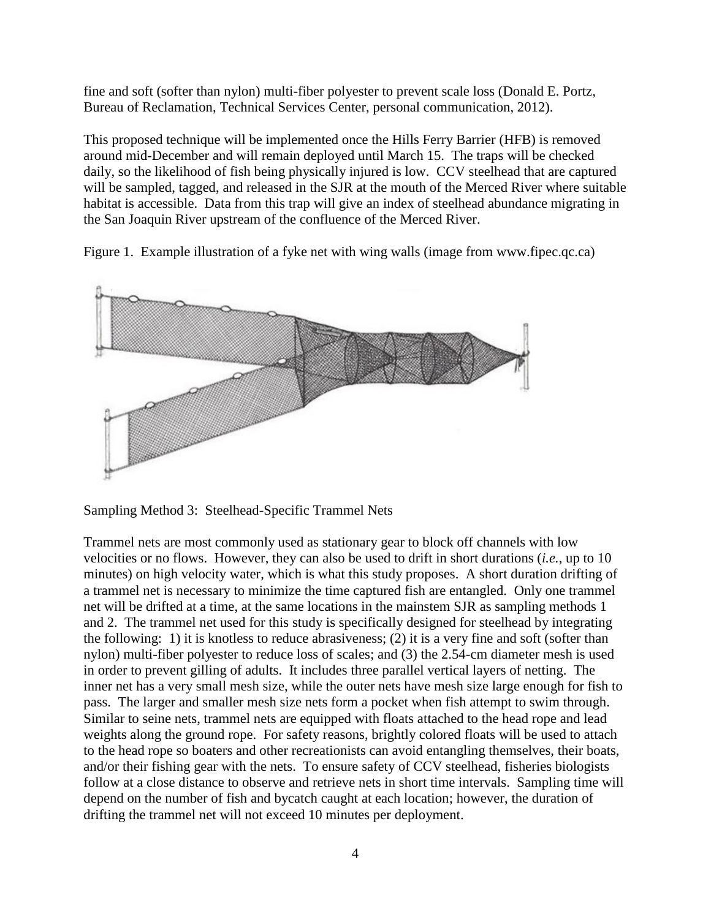fine and soft (softer than nylon) multi-fiber polyester to prevent scale loss (Donald E. Portz, Bureau of Reclamation, Technical Services Center, personal communication, 2012).

This proposed technique will be implemented once the Hills Ferry Barrier (HFB) is removed around mid-December and will remain deployed until March 15. The traps will be checked daily, so the likelihood of fish being physically injured is low. CCV steelhead that are captured will be sampled, tagged, and released in the SJR at the mouth of the Merced River where suitable habitat is accessible. Data from this trap will give an index of steelhead abundance migrating in the San Joaquin River upstream of the confluence of the Merced River.

Figure 1. Example illustration of a fyke net with wing walls (image from www.fipec.qc.ca)

Sampling Method 3: Steelhead-Specific Trammel Nets

Trammel nets are most commonly used as stationary gear to block off channels with low velocities or no flows. However, they can also be used to drift in short durations (*i.e.*, up to 10 minutes) on high velocity water, which is what this study proposes. A short duration drifting of a trammel net is necessary to minimize the time captured fish are entangled. Only one trammel net will be drifted at a time, at the same locations in the mainstem SJR as sampling methods 1 and 2. The trammel net used for this study is specifically designed for steelhead by integrating the following: 1) it is knotless to reduce abrasiveness; (2) it is a very fine and soft (softer than nylon) multi-fiber polyester to reduce loss of scales; and (3) the 2.54-cm diameter mesh is used in order to prevent gilling of adults. It includes three parallel vertical layers of netting. The inner net has a very small mesh size, while the outer nets have mesh size large enough for fish to pass. The larger and smaller mesh size nets form a pocket when fish attempt to swim through. Similar to seine nets, trammel nets are equipped with floats attached to the head rope and lead weights along the ground rope. For safety reasons, brightly colored floats will be used to attach to the head rope so boaters and other recreationists can avoid entangling themselves, their boats, and/or their fishing gear with the nets. To ensure safety of CCV steelhead, fisheries biologists follow at a close distance to observe and retrieve nets in short time intervals. Sampling time will depend on the number of fish and bycatch caught at each location; however, the duration of drifting the trammel net will not exceed 10 minutes per deployment.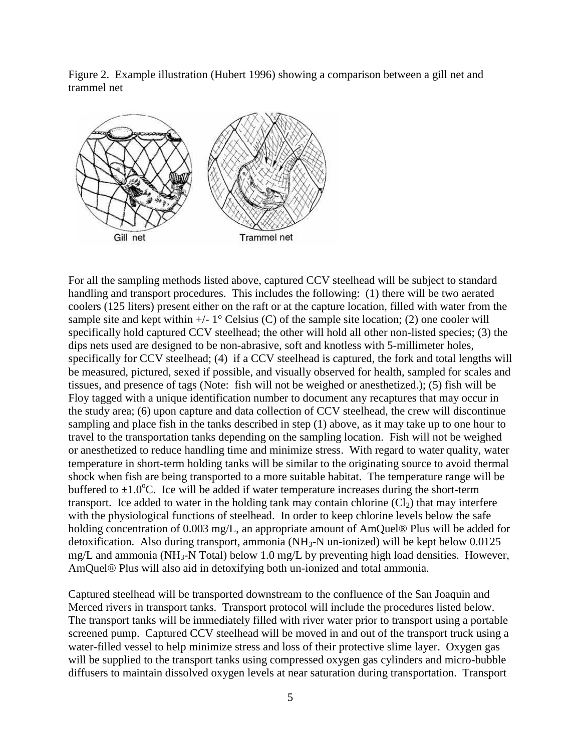Figure 2. Example illustration (Hubert 1996) showing a comparison between a gill net and trammel net

Gill net

Trammel net

For all the sampling methods listed above, captured CCV steelhead will be subject to standard handling and transport procedures. This includes the following: (1) there will be two aerated coolers (125 liters) present either on the raft or at the capture location, filled with water from the sample site and kept within +/- 1° Celsius (C) of the sample site location; (2) one cooler will specifically hold captured CCV steelhead; the other will hold all other non-listed species; (3) the dips nets used are designed to be non-abrasive, soft and knotless with 5-millimeter holes, specifically for CCV steelhead; (4) if a CCV steelhead is captured, the fork and total lengths will be measured, pictured, sexed if possible, and visually observed for health, sampled for scales and tissues, and presence of tags (Note: fish will not be weighed or anesthetized.); (5) fish will be Floy tagged with a unique identification number to document any recaptures that may occur in the study area; (6) upon capture and data collection of CCV steelhead, the crew will discontinue sampling and place fish in the tanks described in step (1) above, as it may take up to one hour to travel to the transportation tanks depending on the sampling location. Fish will not be weighed or anesthetized to reduce handling time and minimize stress. With regard to water quality, water temperature in short-term holding tanks will be similar to the originating source to avoid thermal shock when fish are being transported to a more suitable habitat. The temperature range will be buffered to $\pm 1.0^{o}$C. Ice will be added if water temperature increases during the short-term transport. Ice added to water in the holding tank may contain chlorine ($Cl_2$) that may interfere with the physiological functions of steelhead. In order to keep chlorine levels below the safe holding concentration of 0.003 mg/L, an appropriate amount of AmQuel® Plus will be added for detoxification. Also during transport, ammonia ($NH_3$-N un-ionized) will be kept below 0.0125 mg/L and ammonia ($NH_3$-N Total) below 1.0 mg/L by preventing high load densities. However, AmQuel® Plus will also aid in detoxifying both un-ionized and total ammonia.

Captured steelhead will be transported downstream to the confluence of the San Joaquin and Merced rivers in transport tanks. Transport protocol will include the procedures listed below. The transport tanks will be immediately filled with river water prior to transport using a portable screened pump. Captured CCV steelhead will be moved in and out of the transport truck using a water-filled vessel to help minimize stress and loss of their protective slime layer. Oxygen gas will be supplied to the transport tanks using compressed oxygen gas cylinders and micro-bubble diffusers to maintain dissolved oxygen levels at near saturation during transportation. Transport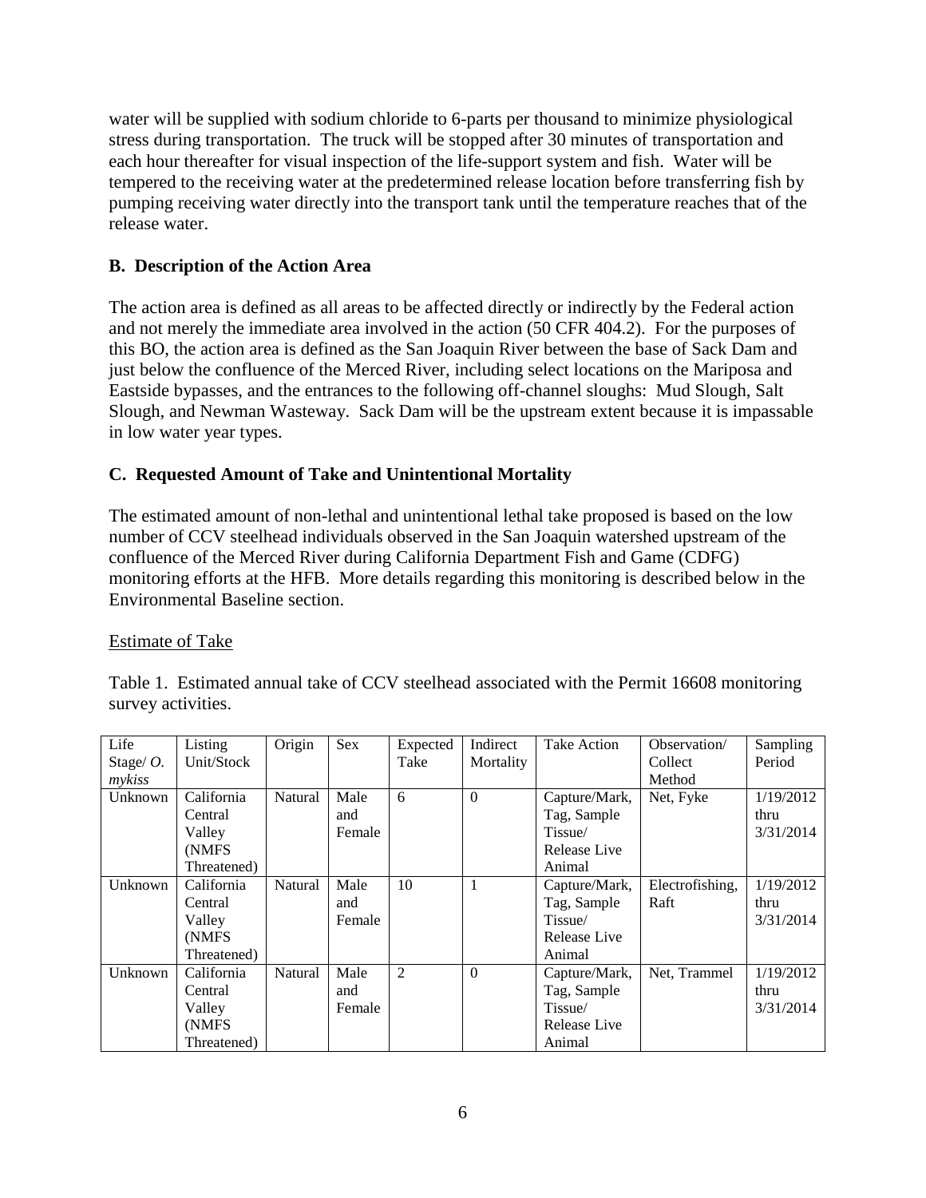water will be supplied with sodium chloride to 6-parts per thousand to minimize physiological stress during transportation. The truck will be stopped after 30 minutes of transportation and each hour thereafter for visual inspection of the life-support system and fish. Water will be tempered to the receiving water at the predetermined release location before transferring fish by pumping receiving water directly into the transport tank until the temperature reaches that of the release water.

### B. Description of the Action Area

The action area is defined as all areas to be affected directly or indirectly by the Federal action and not merely the immediate area involved in the action (50 CFR 404.2). For the purposes of this BO, the action area is defined as the San Joaquin River between the base of Sack Dam and just below the confluence of the Merced River, including select locations on the Mariposa and Eastside bypasses, and the entrances to the following off-channel sloughs: Mud Slough, Salt Slough, and Newman Wasteway. Sack Dam will be the upstream extent because it is impassable in low water year types.

### C. Requested Amount of Take and Unintentional Mortality

The estimated amount of non-lethal and unintentional lethal take proposed is based on the low number of CCV steelhead individuals observed in the San Joaquin watershed upstream of the confluence of the Merced River during California Department Fish and Game (CDFG) monitoring efforts at the HFB. More details regarding this monitoring is described below in the Environmental Baseline section.

<u>Estimate of Take</u>

Table 1. Estimated annual take of CCV steelhead associated with the Permit 16608 monitoring survey activities.

| Life Stage/ *O. mykiss* | Listing Unit/Stock | Origin | Sex | Expected Take | Indirect Mortality | Take Action | Observation/ Collect Method | Sampling Period |
|---|---|---|---|---|---|---|---|---|
| Unknown | California Central Valley (NMFS Threatened) | Natural | Male and Female | 6 | 0 | Capture/Mark, Tag, Sample Tissue/ Release Live Animal | Net, Fyke | 1/19/2012 thru 3/31/2014 |
| Unknown | California Central Valley (NMFS Threatened) | Natural | Male and Female | 10 | 1 | Capture/Mark, Tag, Sample Tissue/ Release Live Animal | Electrofishing, Raft | 1/19/2012 thru 3/31/2014 |
| Unknown | California Central Valley (NMFS Threatened) | Natural | Male and Female | 2 | 0 | Capture/Mark, Tag, Sample Tissue/ Release Live Animal | Net, Trammel | 1/19/2012 thru 3/31/2014 |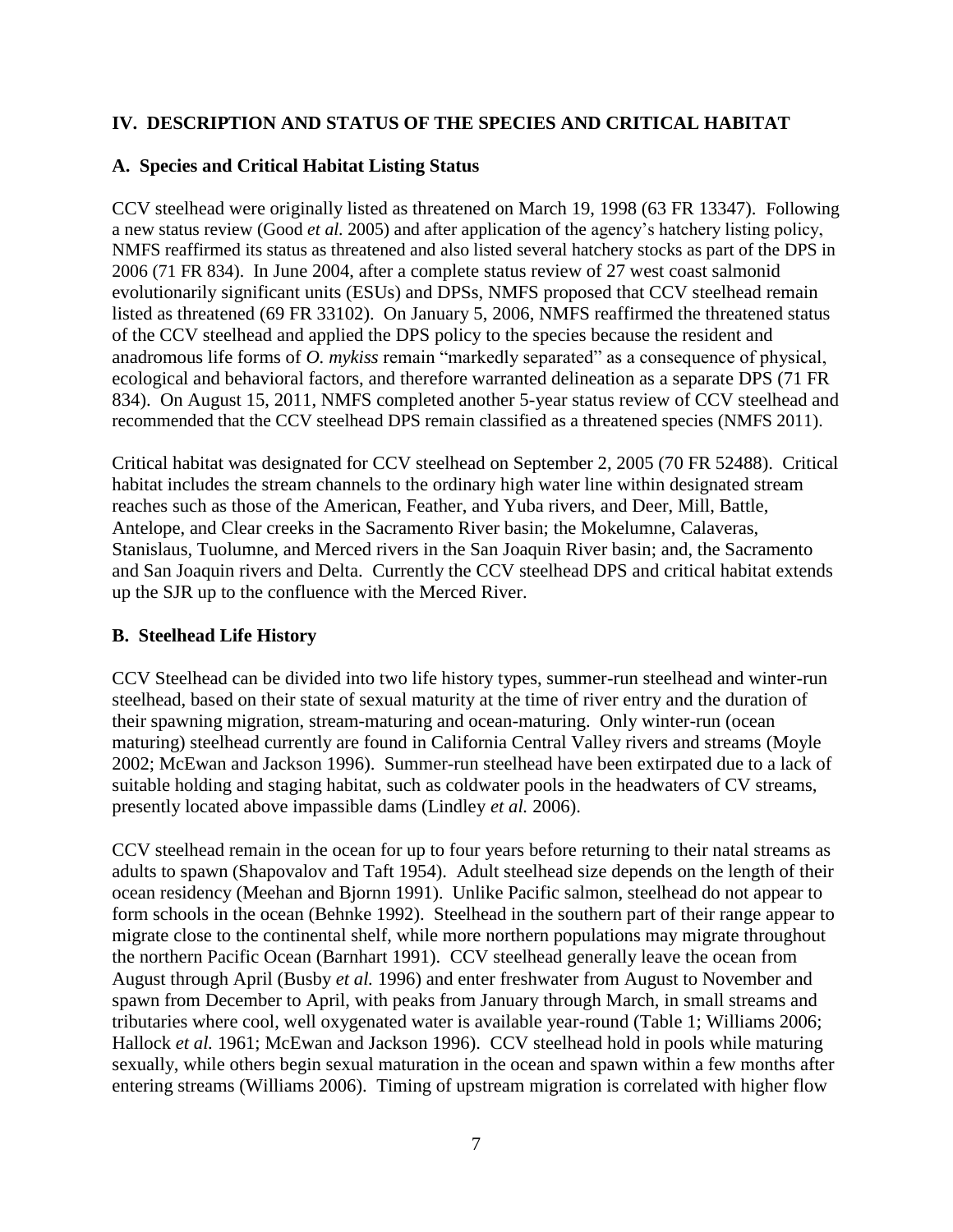## IV. DESCRIPTION AND STATUS OF THE SPECIES AND CRITICAL HABITAT

### A. Species and Critical Habitat Listing Status

CCV steelhead were originally listed as threatened on March 19, 1998 (63 FR 13347). Following a new status review (Good *et al.* 2005) and after application of the agency's hatchery listing policy, NMFS reaffirmed its status as threatened and also listed several hatchery stocks as part of the DPS in 2006 (71 FR 834). In June 2004, after a complete status review of 27 west coast salmonid evolutionarily significant units (ESUs) and DPSs, NMFS proposed that CCV steelhead remain listed as threatened (69 FR 33102). On January 5, 2006, NMFS reaffirmed the threatened status of the CCV steelhead and applied the DPS policy to the species because the resident and anadromous life forms of *O. mykiss* remain "markedly separated" as a consequence of physical, ecological and behavioral factors, and therefore warranted delineation as a separate DPS (71 FR 834). On August 15, 2011, NMFS completed another 5-year status review of CCV steelhead and recommended that the CCV steelhead DPS remain classified as a threatened species (NMFS 2011).

Critical habitat was designated for CCV steelhead on September 2, 2005 (70 FR 52488). Critical habitat includes the stream channels to the ordinary high water line within designated stream reaches such as those of the American, Feather, and Yuba rivers, and Deer, Mill, Battle, Antelope, and Clear creeks in the Sacramento River basin; the Mokelumne, Calaveras, Stanislaus, Tuolumne, and Merced rivers in the San Joaquin River basin; and, the Sacramento and San Joaquin rivers and Delta. Currently the CCV steelhead DPS and critical habitat extends up the SJR up to the confluence with the Merced River.

### B. Steelhead Life History

CCV Steelhead can be divided into two life history types, summer-run steelhead and winter-run steelhead, based on their state of sexual maturity at the time of river entry and the duration of their spawning migration, stream-maturing and ocean-maturing. Only winter-run (ocean maturing) steelhead currently are found in California Central Valley rivers and streams (Moyle 2002; McEwan and Jackson 1996). Summer-run steelhead have been extirpated due to a lack of suitable holding and staging habitat, such as coldwater pools in the headwaters of CV streams, presently located above impassible dams (Lindley *et al.* 2006).

CCV steelhead remain in the ocean for up to four years before returning to their natal streams as adults to spawn (Shapovalov and Taft 1954). Adult steelhead size depends on the length of their ocean residency (Meehan and Bjornn 1991). Unlike Pacific salmon, steelhead do not appear to form schools in the ocean (Behnke 1992). Steelhead in the southern part of their range appear to migrate close to the continental shelf, while more northern populations may migrate throughout the northern Pacific Ocean (Barnhart 1991). CCV steelhead generally leave the ocean from August through April (Busby *et al.* 1996) and enter freshwater from August to November and spawn from December to April, with peaks from January through March, in small streams and tributaries where cool, well oxygenated water is available year-round (Table 1; Williams 2006; Hallock *et al.* 1961; McEwan and Jackson 1996). CCV steelhead hold in pools while maturing sexually, while others begin sexual maturation in the ocean and spawn within a few months after entering streams (Williams 2006). Timing of upstream migration is correlated with higher flow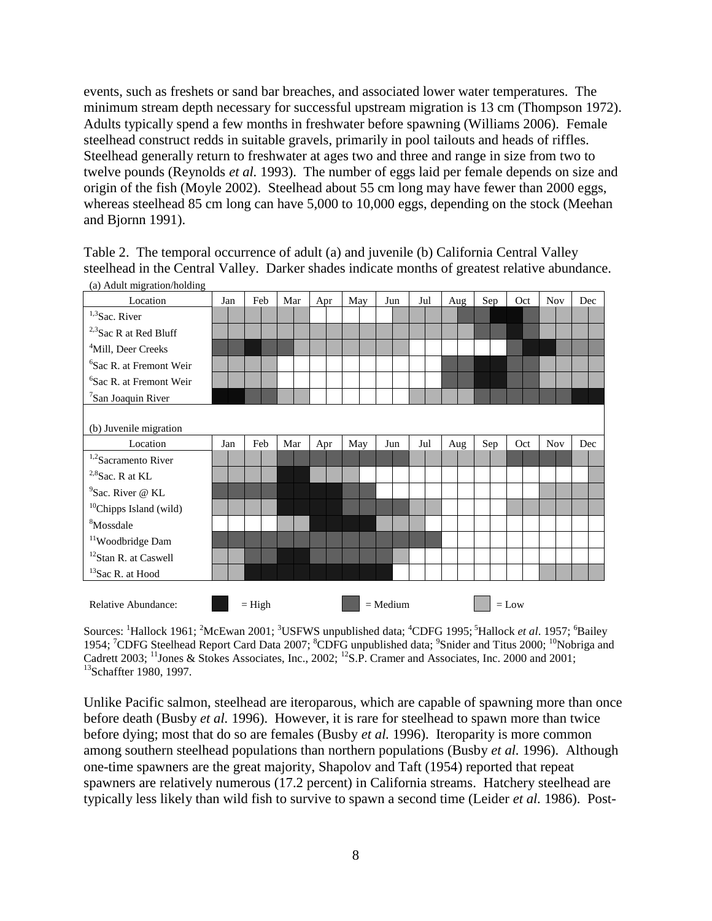events, such as freshets or sand bar breaches, and associated lower water temperatures. The minimum stream depth necessary for successful upstream migration is 13 cm (Thompson 1972). Adults typically spend a few months in freshwater before spawning (Williams 2006). Female steelhead construct redds in suitable gravels, primarily in pool tailouts and heads of riffles. Steelhead generally return to freshwater at ages two and three and range in size from two to twelve pounds (Reynolds *et al.* 1993). The number of eggs laid per female depends on size and origin of the fish (Moyle 2002). Steelhead about 55 cm long may have fewer than 2000 eggs, whereas steelhead 85 cm long can have 5,000 to 10,000 eggs, depending on the stock (Meehan and Bjornn 1991).

Table 2. The temporal occurrence of adult (a) and juvenile (b) California Central Valley steelhead in the Central Valley. Darker shades indicate months of greatest relative abundance.

(a) Adult migration/holding

| Location | Jan | | Feb | | Mar | | Apr | | May | | Jun | | Jul | | Aug | | Sep | | Oct | | Nov | | Dec | |
|---|---|---|---|---|---|---|---|---|---|---|---|---|---|---|---|---|---|---|---|---|---|---|---|---|
| [1,3]Sac. River | Low | Low | Low | Low | Low | Low | | | | | | Low | Low | Low | Low | Medium | Medium | High | High | Medium | Low | Low | Low | Low |
| [2,3]Sac R at Red Bluff | Low | Low | Low | Low | Low | Low | Low | Low | Low | Low | Low | Low | Low | Low | Low | Low | Medium | Medium | High | Medium | Low | Low | Low | Low |
| [4]Mill, Deer Creeks | Medium | Medium | High | Medium | Medium | Low | Low | Low | Low | Low | Low | Low | | | | | | | Medium | High | High | Low | Low | Low |
| [6]Sac R. at Fremont Weir | Low | Low | Low | Low | | | | | | | | | | | Medium | Medium | High | High | Medium | Medium | Low | Low | Low | Low |
| [6]Sac R. at Fremont Weir | Low | Low | Low | Low | | | | | | | | | | | Medium | Medium | High | High | Medium | Medium | Low | Low | Low | Low |
| [7]San Joaquin River | High | High | Medium | Medium | Low | Low | | | | | | | Low | Low | Low | Low | Medium | Medium | Medium | Medium | Medium | Medium | High | High |

(b) Juvenile migration

| Location | Jan | | Feb | | Mar | | Apr | | May | | Jun | | Jul | | Aug | | Sep | | Oct | | Nov | | Dec | |
|---|---|---|---|---|---|---|---|---|---|---|---|---|---|---|---|---|---|---|---|---|---|---|---|---|
| [1,2]Sacramento River | Low | Low | Low | Low | Medium | Medium | Medium | Medium | Medium | Medium | Medium | Medium | Low | Low | Low | Low | Low | Low | Medium | Medium | Medium | Medium | Low | Low |
| [2,8]Sac. R at KL | Low | Low | Low | Low | High | High | Low | Low | Low | | | | | | | | | | | | | | | Low |
| [9]Sac. River @ KL | Medium | Medium | Medium | Medium | High | High | High | High | Medium | Medium | | | | | | | | | | | Low | Low | Low | Low |
| [10]Chipps Island (wild) | Low | Low | Low | Low | High | High | High | High | Medium | Medium | Medium | Medium | Low | Low | | | | | Low | Low | Low | Low | Low | Low |
| [8]Mossdale | | | | | Low | Low | High | High | High | High | Low | Low | Low | | | | | | | | | | | |
| [11]Woodbridge Dam | Medium | Medium | Medium | Medium | Medium | Medium | Medium | Medium | Medium | Medium | Medium | Medium | Medium | Medium | | | | | | | | | | |
| [12]Stan R. at Caswell | Low | Low | Medium | Medium | High | High | Medium | Medium | Medium | Medium | Medium | Low | | | | | | | | | | | | |
| [13]Sac R. at Hood | Low | Low | High | High | High | High | High | High | High | High | High | | | | | | | | | | Low | Low | Low | Low |

Relative Abundance: ■ = High ■ = Medium ■ = Low

Sources: [1]Hallock 1961; [2]McEwan 2001; [3]USFWS unpublished data; [4]CDFG 1995; [5]Hallock *et al*. 1957; [6]Bailey 1954; [7]CDFG Steelhead Report Card Data 2007; [8]CDFG unpublished data; [9]Snider and Titus 2000; [10]Nobriga and Cadrett 2003; [11]Jones & Stokes Associates, Inc., 2002; [12]S.P. Cramer and Associates, Inc. 2000 and 2001; [13]Schaffter 1980, 1997.

Unlike Pacific salmon, steelhead are iteroparous, which are capable of spawning more than once before death (Busby *et al.* 1996). However, it is rare for steelhead to spawn more than twice before dying; most that do so are females (Busby *et al.* 1996). Iteroparity is more common among southern steelhead populations than northern populations (Busby *et al.* 1996). Although one-time spawners are the great majority, Shapolov and Taft (1954) reported that repeat spawners are relatively numerous (17.2 percent) in California streams. Hatchery steelhead are typically less likely than wild fish to survive to spawn a second time (Leider *et al.* 1986). Post-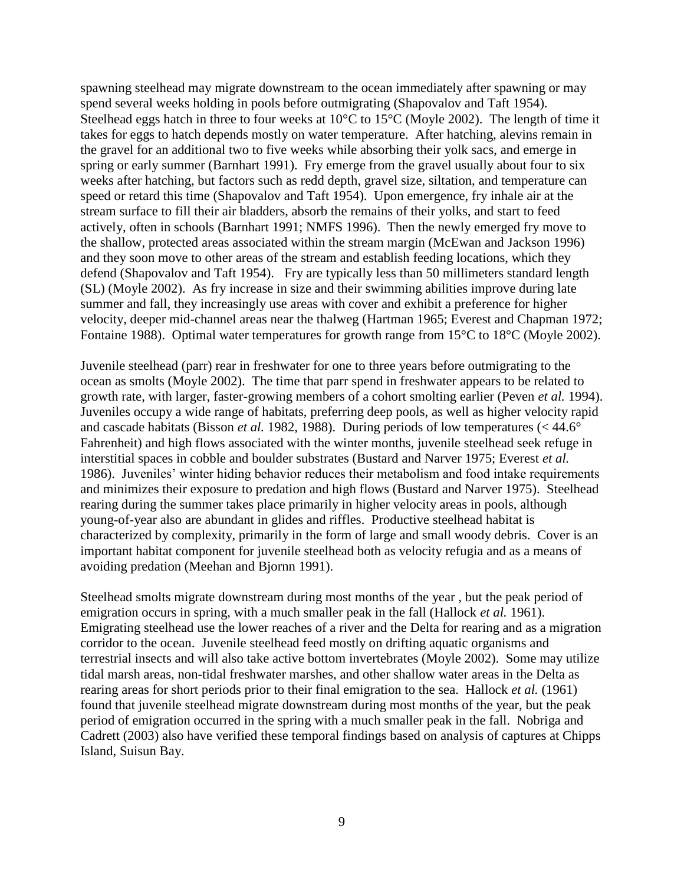spawning steelhead may migrate downstream to the ocean immediately after spawning or may spend several weeks holding in pools before outmigrating (Shapovalov and Taft 1954). Steelhead eggs hatch in three to four weeks at 10°C to 15°C (Moyle 2002). The length of time it takes for eggs to hatch depends mostly on water temperature. After hatching, alevins remain in the gravel for an additional two to five weeks while absorbing their yolk sacs, and emerge in spring or early summer (Barnhart 1991). Fry emerge from the gravel usually about four to six weeks after hatching, but factors such as redd depth, gravel size, siltation, and temperature can speed or retard this time (Shapovalov and Taft 1954). Upon emergence, fry inhale air at the stream surface to fill their air bladders, absorb the remains of their yolks, and start to feed actively, often in schools (Barnhart 1991; NMFS 1996). Then the newly emerged fry move to the shallow, protected areas associated within the stream margin (McEwan and Jackson 1996) and they soon move to other areas of the stream and establish feeding locations, which they defend (Shapovalov and Taft 1954). Fry are typically less than 50 millimeters standard length (SL) (Moyle 2002). As fry increase in size and their swimming abilities improve during late summer and fall, they increasingly use areas with cover and exhibit a preference for higher velocity, deeper mid-channel areas near the thalweg (Hartman 1965; Everest and Chapman 1972; Fontaine 1988). Optimal water temperatures for growth range from 15°C to 18°C (Moyle 2002).

Juvenile steelhead (parr) rear in freshwater for one to three years before outmigrating to the ocean as smolts (Moyle 2002). The time that parr spend in freshwater appears to be related to growth rate, with larger, faster-growing members of a cohort smolting earlier (Peven *et al.* 1994). Juveniles occupy a wide range of habitats, preferring deep pools, as well as higher velocity rapid and cascade habitats (Bisson *et al.* 1982, 1988). During periods of low temperatures (< 44.6° Fahrenheit) and high flows associated with the winter months, juvenile steelhead seek refuge in interstitial spaces in cobble and boulder substrates (Bustard and Narver 1975; Everest *et al.* 1986). Juveniles' winter hiding behavior reduces their metabolism and food intake requirements and minimizes their exposure to predation and high flows (Bustard and Narver 1975). Steelhead rearing during the summer takes place primarily in higher velocity areas in pools, although young-of-year also are abundant in glides and riffles. Productive steelhead habitat is characterized by complexity, primarily in the form of large and small woody debris. Cover is an important habitat component for juvenile steelhead both as velocity refugia and as a means of avoiding predation (Meehan and Bjornn 1991).

Steelhead smolts migrate downstream during most months of the year , but the peak period of emigration occurs in spring, with a much smaller peak in the fall (Hallock *et al.* 1961). Emigrating steelhead use the lower reaches of a river and the Delta for rearing and as a migration corridor to the ocean. Juvenile steelhead feed mostly on drifting aquatic organisms and terrestrial insects and will also take active bottom invertebrates (Moyle 2002). Some may utilize tidal marsh areas, non-tidal freshwater marshes, and other shallow water areas in the Delta as rearing areas for short periods prior to their final emigration to the sea. Hallock *et al.* (1961) found that juvenile steelhead migrate downstream during most months of the year, but the peak period of emigration occurred in the spring with a much smaller peak in the fall. Nobriga and Cadrett (2003) also have verified these temporal findings based on analysis of captures at Chipps Island, Suisun Bay.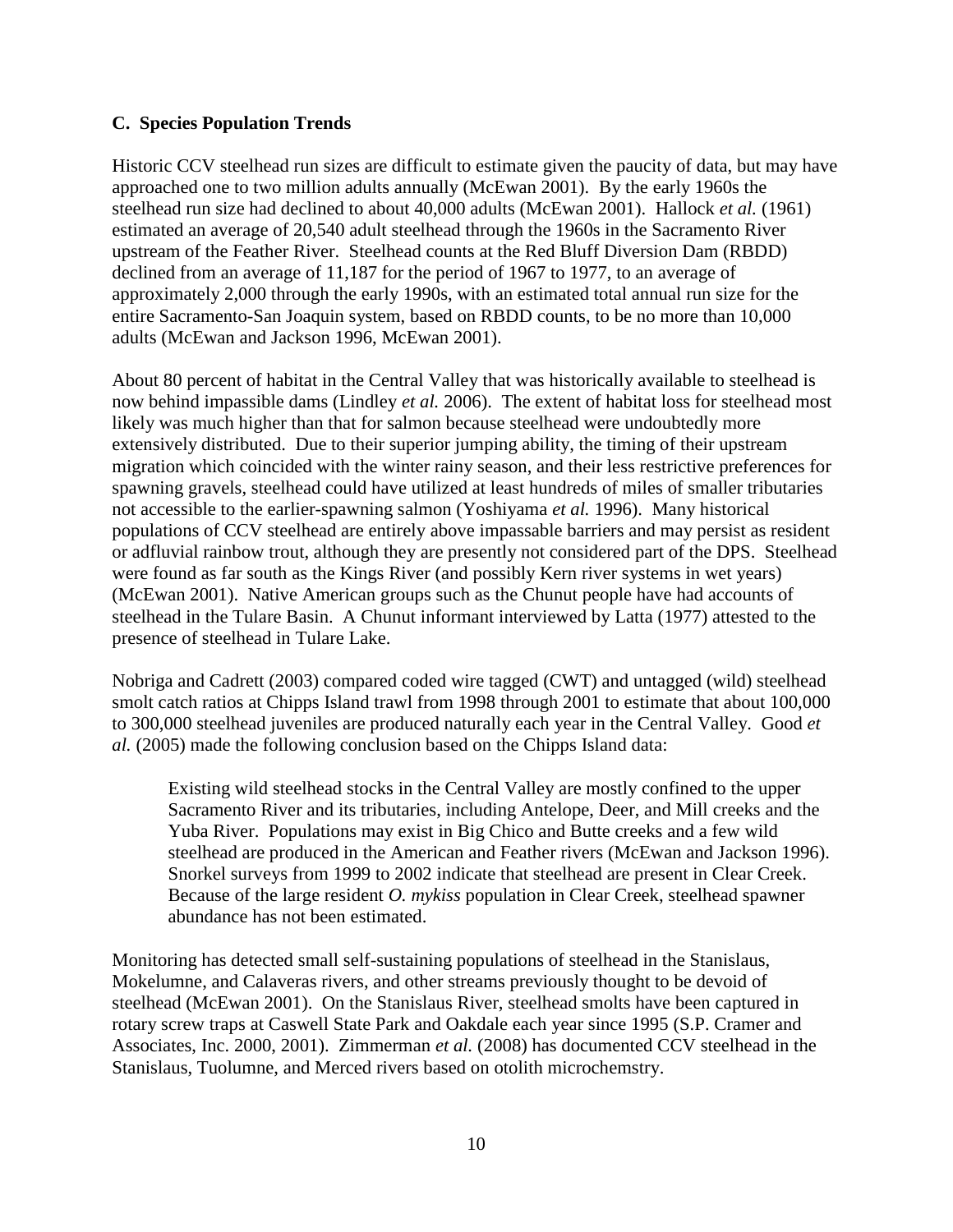### C. Species Population Trends

Historic CCV steelhead run sizes are difficult to estimate given the paucity of data, but may have approached one to two million adults annually (McEwan 2001). By the early 1960s the steelhead run size had declined to about 40,000 adults (McEwan 2001). Hallock *et al.* (1961) estimated an average of 20,540 adult steelhead through the 1960s in the Sacramento River upstream of the Feather River. Steelhead counts at the Red Bluff Diversion Dam (RBDD) declined from an average of 11,187 for the period of 1967 to 1977, to an average of approximately 2,000 through the early 1990s, with an estimated total annual run size for the entire Sacramento-San Joaquin system, based on RBDD counts, to be no more than 10,000 adults (McEwan and Jackson 1996, McEwan 2001).

About 80 percent of habitat in the Central Valley that was historically available to steelhead is now behind impassible dams (Lindley *et al.* 2006). The extent of habitat loss for steelhead most likely was much higher than that for salmon because steelhead were undoubtedly more extensively distributed. Due to their superior jumping ability, the timing of their upstream migration which coincided with the winter rainy season, and their less restrictive preferences for spawning gravels, steelhead could have utilized at least hundreds of miles of smaller tributaries not accessible to the earlier-spawning salmon (Yoshiyama *et al.* 1996). Many historical populations of CCV steelhead are entirely above impassable barriers and may persist as resident or adfluvial rainbow trout, although they are presently not considered part of the DPS. Steelhead were found as far south as the Kings River (and possibly Kern river systems in wet years) (McEwan 2001). Native American groups such as the Chunut people have had accounts of steelhead in the Tulare Basin. A Chunut informant interviewed by Latta (1977) attested to the presence of steelhead in Tulare Lake.

Nobriga and Cadrett (2003) compared coded wire tagged (CWT) and untagged (wild) steelhead smolt catch ratios at Chipps Island trawl from 1998 through 2001 to estimate that about 100,000 to 300,000 steelhead juveniles are produced naturally each year in the Central Valley. Good *et al.* (2005) made the following conclusion based on the Chipps Island data:

> Existing wild steelhead stocks in the Central Valley are mostly confined to the upper Sacramento River and its tributaries, including Antelope, Deer, and Mill creeks and the Yuba River. Populations may exist in Big Chico and Butte creeks and a few wild steelhead are produced in the American and Feather rivers (McEwan and Jackson 1996). Snorkel surveys from 1999 to 2002 indicate that steelhead are present in Clear Creek. Because of the large resident *O. mykiss* population in Clear Creek, steelhead spawner abundance has not been estimated.

Monitoring has detected small self-sustaining populations of steelhead in the Stanislaus, Mokelumne, and Calaveras rivers, and other streams previously thought to be devoid of steelhead (McEwan 2001). On the Stanislaus River, steelhead smolts have been captured in rotary screw traps at Caswell State Park and Oakdale each year since 1995 (S.P. Cramer and Associates, Inc. 2000, 2001). Zimmerman *et al.* (2008) has documented CCV steelhead in the Stanislaus, Tuolumne, and Merced rivers based on otolith microchemstry.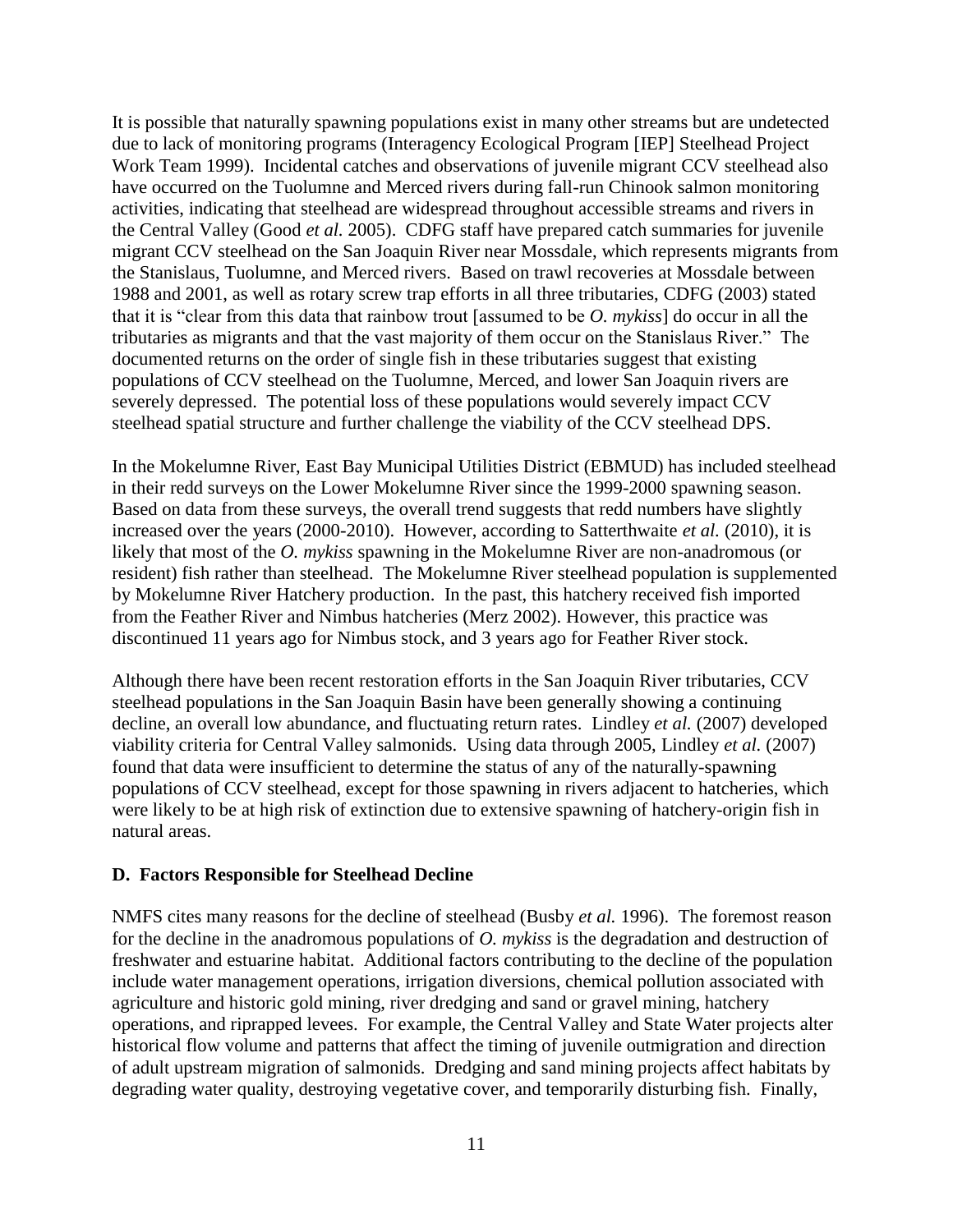It is possible that naturally spawning populations exist in many other streams but are undetected due to lack of monitoring programs (Interagency Ecological Program [IEP] Steelhead Project Work Team 1999). Incidental catches and observations of juvenile migrant CCV steelhead also have occurred on the Tuolumne and Merced rivers during fall-run Chinook salmon monitoring activities, indicating that steelhead are widespread throughout accessible streams and rivers in the Central Valley (Good *et al.* 2005). CDFG staff have prepared catch summaries for juvenile migrant CCV steelhead on the San Joaquin River near Mossdale, which represents migrants from the Stanislaus, Tuolumne, and Merced rivers. Based on trawl recoveries at Mossdale between 1988 and 2001, as well as rotary screw trap efforts in all three tributaries, CDFG (2003) stated that it is "clear from this data that rainbow trout [assumed to be *O. mykiss*] do occur in all the tributaries as migrants and that the vast majority of them occur on the Stanislaus River." The documented returns on the order of single fish in these tributaries suggest that existing populations of CCV steelhead on the Tuolumne, Merced, and lower San Joaquin rivers are severely depressed. The potential loss of these populations would severely impact CCV steelhead spatial structure and further challenge the viability of the CCV steelhead DPS.

In the Mokelumne River, East Bay Municipal Utilities District (EBMUD) has included steelhead in their redd surveys on the Lower Mokelumne River since the 1999-2000 spawning season. Based on data from these surveys, the overall trend suggests that redd numbers have slightly increased over the years (2000-2010). However, according to Satterthwaite *et al.* (2010), it is likely that most of the *O. mykiss* spawning in the Mokelumne River are non-anadromous (or resident) fish rather than steelhead. The Mokelumne River steelhead population is supplemented by Mokelumne River Hatchery production. In the past, this hatchery received fish imported from the Feather River and Nimbus hatcheries (Merz 2002). However, this practice was discontinued 11 years ago for Nimbus stock, and 3 years ago for Feather River stock.

Although there have been recent restoration efforts in the San Joaquin River tributaries, CCV steelhead populations in the San Joaquin Basin have been generally showing a continuing decline, an overall low abundance, and fluctuating return rates. Lindley *et al.* (2007) developed viability criteria for Central Valley salmonids. Using data through 2005, Lindley *et al.* (2007) found that data were insufficient to determine the status of any of the naturally-spawning populations of CCV steelhead, except for those spawning in rivers adjacent to hatcheries, which were likely to be at high risk of extinction due to extensive spawning of hatchery-origin fish in natural areas.

### D. Factors Responsible for Steelhead Decline

NMFS cites many reasons for the decline of steelhead (Busby *et al.* 1996). The foremost reason for the decline in the anadromous populations of *O. mykiss* is the degradation and destruction of freshwater and estuarine habitat. Additional factors contributing to the decline of the population include water management operations, irrigation diversions, chemical pollution associated with agriculture and historic gold mining, river dredging and sand or gravel mining, hatchery operations, and riprapped levees. For example, the Central Valley and State Water projects alter historical flow volume and patterns that affect the timing of juvenile outmigration and direction of adult upstream migration of salmonids. Dredging and sand mining projects affect habitats by degrading water quality, destroying vegetative cover, and temporarily disturbing fish. Finally,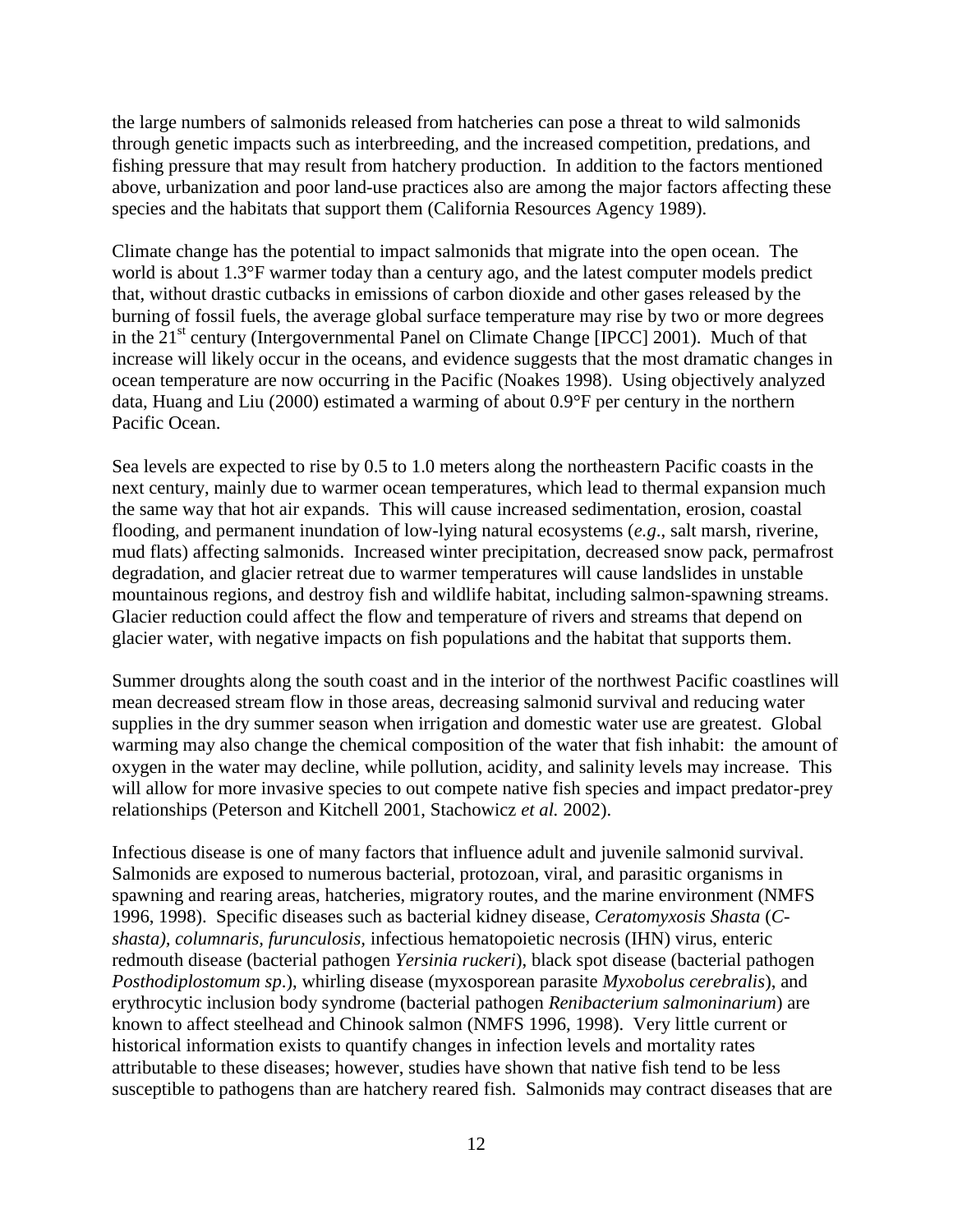the large numbers of salmonids released from hatcheries can pose a threat to wild salmonids through genetic impacts such as interbreeding, and the increased competition, predations, and fishing pressure that may result from hatchery production. In addition to the factors mentioned above, urbanization and poor land-use practices also are among the major factors affecting these species and the habitats that support them (California Resources Agency 1989).

Climate change has the potential to impact salmonids that migrate into the open ocean. The world is about 1.3°F warmer today than a century ago, and the latest computer models predict that, without drastic cutbacks in emissions of carbon dioxide and other gases released by the burning of fossil fuels, the average global surface temperature may rise by two or more degrees in the 21st century (Intergovernmental Panel on Climate Change [IPCC] 2001). Much of that increase will likely occur in the oceans, and evidence suggests that the most dramatic changes in ocean temperature are now occurring in the Pacific (Noakes 1998). Using objectively analyzed data, Huang and Liu (2000) estimated a warming of about 0.9°F per century in the northern Pacific Ocean.

Sea levels are expected to rise by 0.5 to 1.0 meters along the northeastern Pacific coasts in the next century, mainly due to warmer ocean temperatures, which lead to thermal expansion much the same way that hot air expands. This will cause increased sedimentation, erosion, coastal flooding, and permanent inundation of low-lying natural ecosystems (*e.g*., salt marsh, riverine, mud flats) affecting salmonids. Increased winter precipitation, decreased snow pack, permafrost degradation, and glacier retreat due to warmer temperatures will cause landslides in unstable mountainous regions, and destroy fish and wildlife habitat, including salmon-spawning streams. Glacier reduction could affect the flow and temperature of rivers and streams that depend on glacier water, with negative impacts on fish populations and the habitat that supports them.

Summer droughts along the south coast and in the interior of the northwest Pacific coastlines will mean decreased stream flow in those areas, decreasing salmonid survival and reducing water supplies in the dry summer season when irrigation and domestic water use are greatest. Global warming may also change the chemical composition of the water that fish inhabit: the amount of oxygen in the water may decline, while pollution, acidity, and salinity levels may increase. This will allow for more invasive species to out compete native fish species and impact predator-prey relationships (Peterson and Kitchell 2001, Stachowicz *et al.* 2002).

Infectious disease is one of many factors that influence adult and juvenile salmonid survival. Salmonids are exposed to numerous bacterial, protozoan, viral, and parasitic organisms in spawning and rearing areas, hatcheries, migratory routes, and the marine environment (NMFS 1996, 1998). Specific diseases such as bacterial kidney disease, *Ceratomyxosis Shasta* (*C-shasta), columnaris, furunculosis*, infectious hematopoietic necrosis (IHN) virus, enteric redmouth disease (bacterial pathogen *Yersinia ruckeri*), black spot disease (bacterial pathogen *Posthodiplostomum sp*.), whirling disease (myxosporean parasite *Myxobolus cerebralis*), and erythrocytic inclusion body syndrome (bacterial pathogen *Renibacterium salmoninarium*) are known to affect steelhead and Chinook salmon (NMFS 1996, 1998). Very little current or historical information exists to quantify changes in infection levels and mortality rates attributable to these diseases; however, studies have shown that native fish tend to be less susceptible to pathogens than are hatchery reared fish. Salmonids may contract diseases that are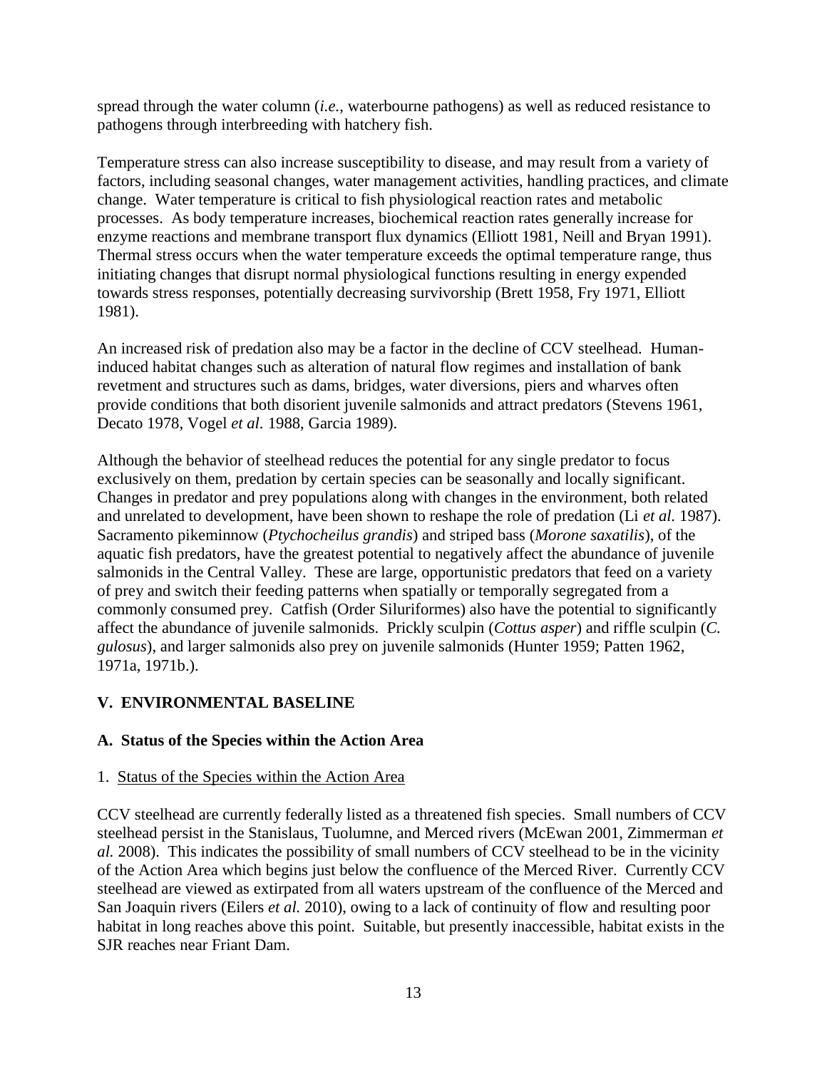spread through the water column (*i.e.*, waterbourne pathogens) as well as reduced resistance to pathogens through interbreeding with hatchery fish.

Temperature stress can also increase susceptibility to disease, and may result from a variety of factors, including seasonal changes, water management activities, handling practices, and climate change. Water temperature is critical to fish physiological reaction rates and metabolic processes. As body temperature increases, biochemical reaction rates generally increase for enzyme reactions and membrane transport flux dynamics (Elliott 1981, Neill and Bryan 1991). Thermal stress occurs when the water temperature exceeds the optimal temperature range, thus initiating changes that disrupt normal physiological functions resulting in energy expended towards stress responses, potentially decreasing survivorship (Brett 1958, Fry 1971, Elliott 1981).

An increased risk of predation also may be a factor in the decline of CCV steelhead. Human-induced habitat changes such as alteration of natural flow regimes and installation of bank revetment and structures such as dams, bridges, water diversions, piers and wharves often provide conditions that both disorient juvenile salmonids and attract predators (Stevens 1961, Decato 1978, Vogel *et al*. 1988, Garcia 1989).

Although the behavior of steelhead reduces the potential for any single predator to focus exclusively on them, predation by certain species can be seasonally and locally significant. Changes in predator and prey populations along with changes in the environment, both related and unrelated to development, have been shown to reshape the role of predation (Li *et al.* 1987). Sacramento pikeminnow (*Ptychocheilus grandis*) and striped bass (*Morone saxatilis*), of the aquatic fish predators, have the greatest potential to negatively affect the abundance of juvenile salmonids in the Central Valley. These are large, opportunistic predators that feed on a variety of prey and switch their feeding patterns when spatially or temporally segregated from a commonly consumed prey. Catfish (Order Siluriformes) also have the potential to significantly affect the abundance of juvenile salmonids. Prickly sculpin (*Cottus asper*) and riffle sculpin (*C. gulosus*), and larger salmonids also prey on juvenile salmonids (Hunter 1959; Patten 1962, 1971a, 1971b.).

## V. ENVIRONMENTAL BASELINE

### A. Status of the Species within the Action Area

1. Status of the Species within the Action Area

CCV steelhead are currently federally listed as a threatened fish species. Small numbers of CCV steelhead persist in the Stanislaus, Tuolumne, and Merced rivers (McEwan 2001, Zimmerman *et al.* 2008). This indicates the possibility of small numbers of CCV steelhead to be in the vicinity of the Action Area which begins just below the confluence of the Merced River. Currently CCV steelhead are viewed as extirpated from all waters upstream of the confluence of the Merced and San Joaquin rivers (Eilers *et al.* 2010), owing to a lack of continuity of flow and resulting poor habitat in long reaches above this point. Suitable, but presently inaccessible, habitat exists in the SJR reaches near Friant Dam.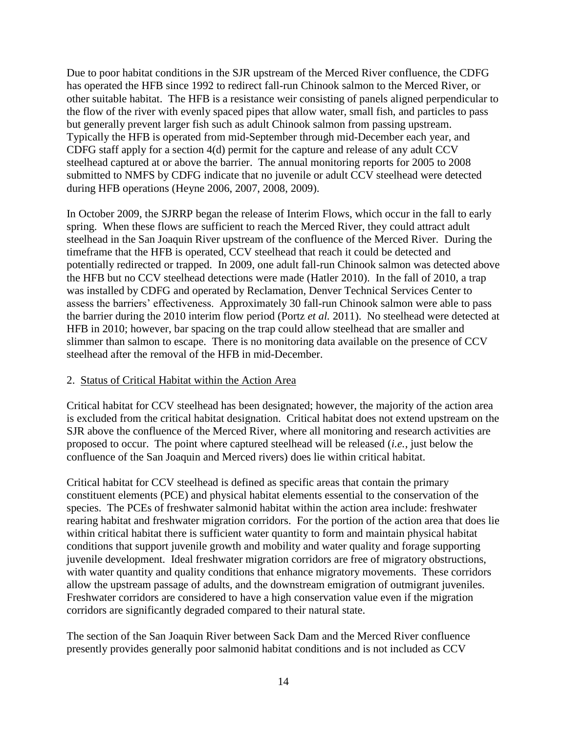Due to poor habitat conditions in the SJR upstream of the Merced River confluence, the CDFG has operated the HFB since 1992 to redirect fall-run Chinook salmon to the Merced River, or other suitable habitat. The HFB is a resistance weir consisting of panels aligned perpendicular to the flow of the river with evenly spaced pipes that allow water, small fish, and particles to pass but generally prevent larger fish such as adult Chinook salmon from passing upstream. Typically the HFB is operated from mid-September through mid-December each year, and CDFG staff apply for a section 4(d) permit for the capture and release of any adult CCV steelhead captured at or above the barrier. The annual monitoring reports for 2005 to 2008 submitted to NMFS by CDFG indicate that no juvenile or adult CCV steelhead were detected during HFB operations (Heyne 2006, 2007, 2008, 2009).

In October 2009, the SJRRP began the release of Interim Flows, which occur in the fall to early spring. When these flows are sufficient to reach the Merced River, they could attract adult steelhead in the San Joaquin River upstream of the confluence of the Merced River. During the timeframe that the HFB is operated, CCV steelhead that reach it could be detected and potentially redirected or trapped. In 2009, one adult fall-run Chinook salmon was detected above the HFB but no CCV steelhead detections were made (Hatler 2010). In the fall of 2010, a trap was installed by CDFG and operated by Reclamation, Denver Technical Services Center to assess the barriers' effectiveness. Approximately 30 fall-run Chinook salmon were able to pass the barrier during the 2010 interim flow period (Portz *et al.* 2011). No steelhead were detected at HFB in 2010; however, bar spacing on the trap could allow steelhead that are smaller and slimmer than salmon to escape. There is no monitoring data available on the presence of CCV steelhead after the removal of the HFB in mid-December.

2. Status of Critical Habitat within the Action Area

Critical habitat for CCV steelhead has been designated; however, the majority of the action area is excluded from the critical habitat designation. Critical habitat does not extend upstream on the SJR above the confluence of the Merced River, where all monitoring and research activities are proposed to occur. The point where captured steelhead will be released (*i.e.*, just below the confluence of the San Joaquin and Merced rivers) does lie within critical habitat.

Critical habitat for CCV steelhead is defined as specific areas that contain the primary constituent elements (PCE) and physical habitat elements essential to the conservation of the species. The PCEs of freshwater salmonid habitat within the action area include: freshwater rearing habitat and freshwater migration corridors. For the portion of the action area that does lie within critical habitat there is sufficient water quantity to form and maintain physical habitat conditions that support juvenile growth and mobility and water quality and forage supporting juvenile development. Ideal freshwater migration corridors are free of migratory obstructions, with water quantity and quality conditions that enhance migratory movements. These corridors allow the upstream passage of adults, and the downstream emigration of outmigrant juveniles. Freshwater corridors are considered to have a high conservation value even if the migration corridors are significantly degraded compared to their natural state.

The section of the San Joaquin River between Sack Dam and the Merced River confluence presently provides generally poor salmonid habitat conditions and is not included as CCV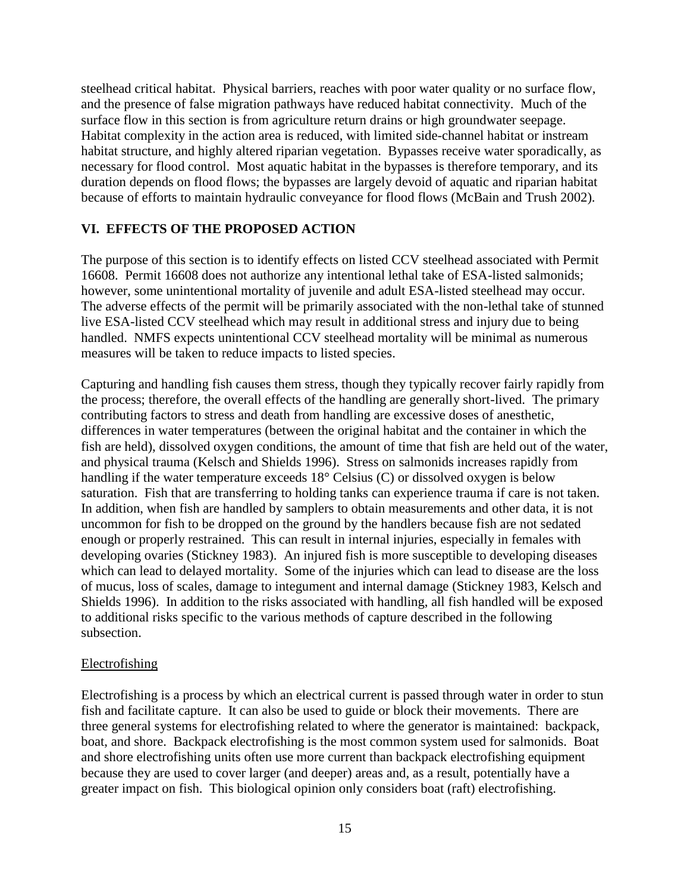steelhead critical habitat. Physical barriers, reaches with poor water quality or no surface flow, and the presence of false migration pathways have reduced habitat connectivity. Much of the surface flow in this section is from agriculture return drains or high groundwater seepage. Habitat complexity in the action area is reduced, with limited side-channel habitat or instream habitat structure, and highly altered riparian vegetation. Bypasses receive water sporadically, as necessary for flood control. Most aquatic habitat in the bypasses is therefore temporary, and its duration depends on flood flows; the bypasses are largely devoid of aquatic and riparian habitat because of efforts to maintain hydraulic conveyance for flood flows (McBain and Trush 2002).

## VI. EFFECTS OF THE PROPOSED ACTION

The purpose of this section is to identify effects on listed CCV steelhead associated with Permit 16608. Permit 16608 does not authorize any intentional lethal take of ESA-listed salmonids; however, some unintentional mortality of juvenile and adult ESA-listed steelhead may occur. The adverse effects of the permit will be primarily associated with the non-lethal take of stunned live ESA-listed CCV steelhead which may result in additional stress and injury due to being handled. NMFS expects unintentional CCV steelhead mortality will be minimal as numerous measures will be taken to reduce impacts to listed species.

Capturing and handling fish causes them stress, though they typically recover fairly rapidly from the process; therefore, the overall effects of the handling are generally short-lived. The primary contributing factors to stress and death from handling are excessive doses of anesthetic, differences in water temperatures (between the original habitat and the container in which the fish are held), dissolved oxygen conditions, the amount of time that fish are held out of the water, and physical trauma (Kelsch and Shields 1996). Stress on salmonids increases rapidly from handling if the water temperature exceeds 18° Celsius (C) or dissolved oxygen is below saturation. Fish that are transferring to holding tanks can experience trauma if care is not taken. In addition, when fish are handled by samplers to obtain measurements and other data, it is not uncommon for fish to be dropped on the ground by the handlers because fish are not sedated enough or properly restrained. This can result in internal injuries, especially in females with developing ovaries (Stickney 1983). An injured fish is more susceptible to developing diseases which can lead to delayed mortality. Some of the injuries which can lead to disease are the loss of mucus, loss of scales, damage to integument and internal damage (Stickney 1983, Kelsch and Shields 1996). In addition to the risks associated with handling, all fish handled will be exposed to additional risks specific to the various methods of capture described in the following subsection.

### Electrofishing

Electrofishing is a process by which an electrical current is passed through water in order to stun fish and facilitate capture. It can also be used to guide or block their movements. There are three general systems for electrofishing related to where the generator is maintained: backpack, boat, and shore. Backpack electrofishing is the most common system used for salmonids. Boat and shore electrofishing units often use more current than backpack electrofishing equipment because they are used to cover larger (and deeper) areas and, as a result, potentially have a greater impact on fish. This biological opinion only considers boat (raft) electrofishing.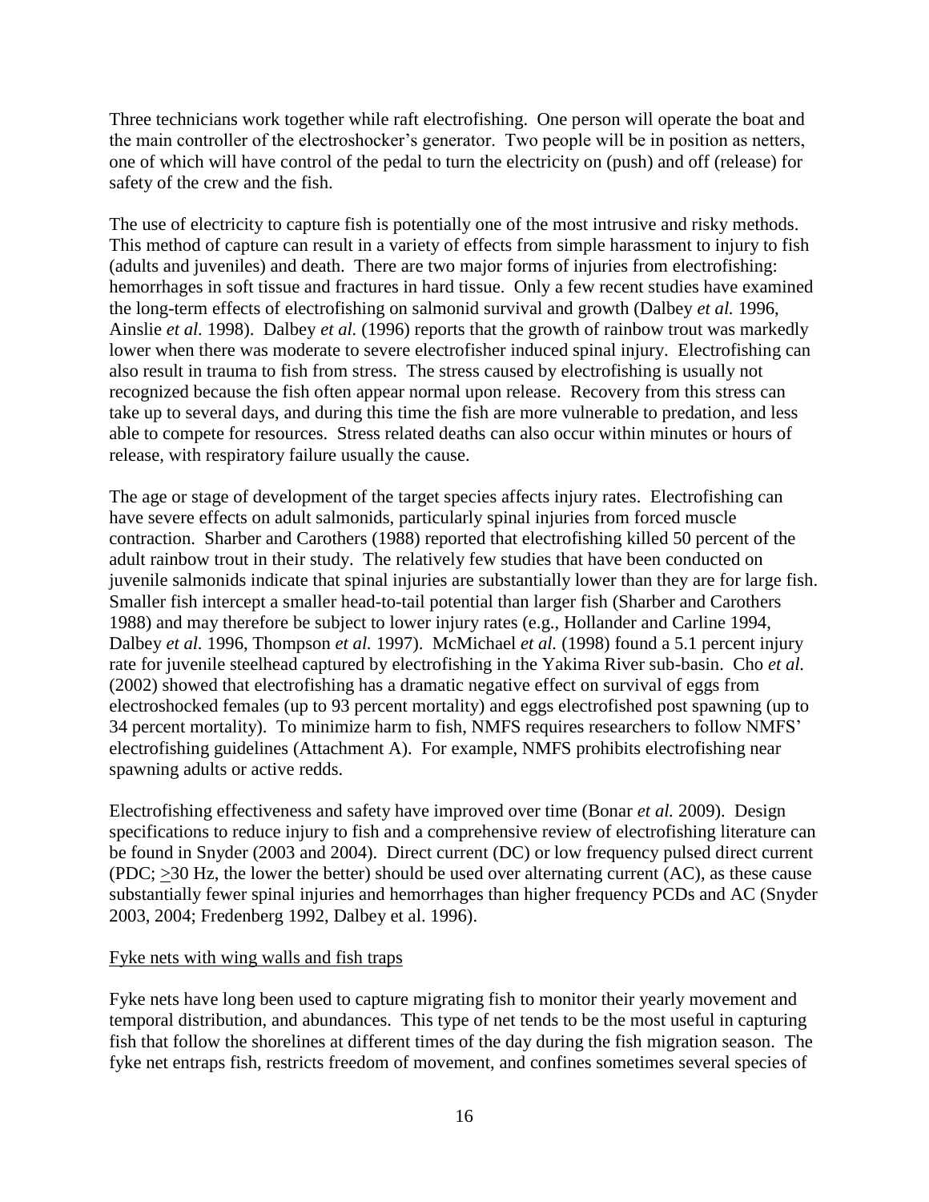Three technicians work together while raft electrofishing. One person will operate the boat and the main controller of the electroshocker's generator. Two people will be in position as netters, one of which will have control of the pedal to turn the electricity on (push) and off (release) for safety of the crew and the fish.

The use of electricity to capture fish is potentially one of the most intrusive and risky methods. This method of capture can result in a variety of effects from simple harassment to injury to fish (adults and juveniles) and death. There are two major forms of injuries from electrofishing: hemorrhages in soft tissue and fractures in hard tissue. Only a few recent studies have examined the long-term effects of electrofishing on salmonid survival and growth (Dalbey *et al.* 1996, Ainslie *et al.* 1998). Dalbey *et al.* (1996) reports that the growth of rainbow trout was markedly lower when there was moderate to severe electrofisher induced spinal injury. Electrofishing can also result in trauma to fish from stress. The stress caused by electrofishing is usually not recognized because the fish often appear normal upon release. Recovery from this stress can take up to several days, and during this time the fish are more vulnerable to predation, and less able to compete for resources. Stress related deaths can also occur within minutes or hours of release, with respiratory failure usually the cause.

The age or stage of development of the target species affects injury rates. Electrofishing can have severe effects on adult salmonids, particularly spinal injuries from forced muscle contraction. Sharber and Carothers (1988) reported that electrofishing killed 50 percent of the adult rainbow trout in their study. The relatively few studies that have been conducted on juvenile salmonids indicate that spinal injuries are substantially lower than they are for large fish. Smaller fish intercept a smaller head-to-tail potential than larger fish (Sharber and Carothers 1988) and may therefore be subject to lower injury rates (e.g., Hollander and Carline 1994, Dalbey *et al.* 1996, Thompson *et al.* 1997). McMichael *et al.* (1998) found a 5.1 percent injury rate for juvenile steelhead captured by electrofishing in the Yakima River sub-basin. Cho *et al.* (2002) showed that electrofishing has a dramatic negative effect on survival of eggs from electroshocked females (up to 93 percent mortality) and eggs electrofished post spawning (up to 34 percent mortality). To minimize harm to fish, NMFS requires researchers to follow NMFS' electrofishing guidelines (Attachment A). For example, NMFS prohibits electrofishing near spawning adults or active redds.

Electrofishing effectiveness and safety have improved over time (Bonar *et al.* 2009). Design specifications to reduce injury to fish and a comprehensive review of electrofishing literature can be found in Snyder (2003 and 2004). Direct current (DC) or low frequency pulsed direct current (PDC; ≥30 Hz, the lower the better) should be used over alternating current (AC), as these cause substantially fewer spinal injuries and hemorrhages than higher frequency PCDs and AC (Snyder 2003, 2004; Fredenberg 1992, Dalbey et al. 1996).

<u>Fyke nets with wing walls and fish traps</u>

Fyke nets have long been used to capture migrating fish to monitor their yearly movement and temporal distribution, and abundances. This type of net tends to be the most useful in capturing fish that follow the shorelines at different times of the day during the fish migration season. The fyke net entraps fish, restricts freedom of movement, and confines sometimes several species of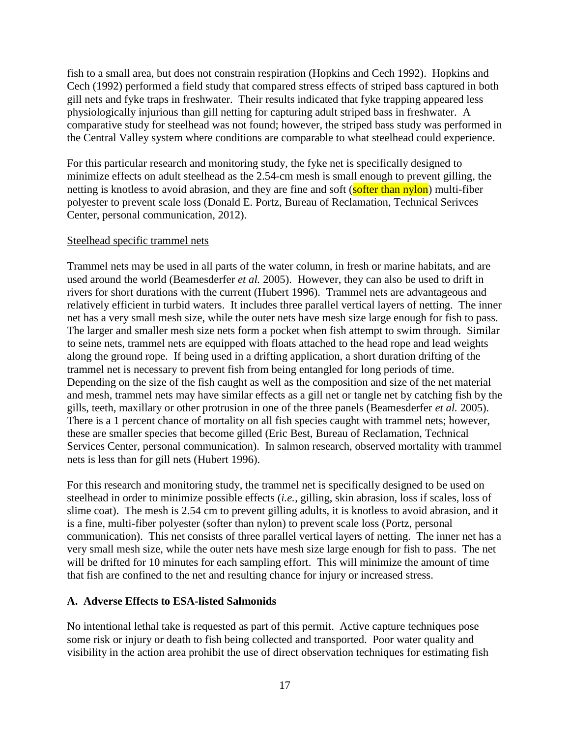fish to a small area, but does not constrain respiration (Hopkins and Cech 1992). Hopkins and Cech (1992) performed a field study that compared stress effects of striped bass captured in both gill nets and fyke traps in freshwater. Their results indicated that fyke trapping appeared less physiologically injurious than gill netting for capturing adult striped bass in freshwater. A comparative study for steelhead was not found; however, the striped bass study was performed in the Central Valley system where conditions are comparable to what steelhead could experience.

For this particular research and monitoring study, the fyke net is specifically designed to minimize effects on adult steelhead as the 2.54-cm mesh is small enough to prevent gilling, the netting is knotless to avoid abrasion, and they are fine and soft (softer than nylon) multi-fiber polyester to prevent scale loss (Donald E. Portz, Bureau of Reclamation, Technical Serivces Center, personal communication, 2012).

Steelhead specific trammel nets

Trammel nets may be used in all parts of the water column, in fresh or marine habitats, and are used around the world (Beamesderfer *et al.* 2005). However, they can also be used to drift in rivers for short durations with the current (Hubert 1996). Trammel nets are advantageous and relatively efficient in turbid waters. It includes three parallel vertical layers of netting. The inner net has a very small mesh size, while the outer nets have mesh size large enough for fish to pass. The larger and smaller mesh size nets form a pocket when fish attempt to swim through. Similar to seine nets, trammel nets are equipped with floats attached to the head rope and lead weights along the ground rope. If being used in a drifting application, a short duration drifting of the trammel net is necessary to prevent fish from being entangled for long periods of time. Depending on the size of the fish caught as well as the composition and size of the net material and mesh, trammel nets may have similar effects as a gill net or tangle net by catching fish by the gills, teeth, maxillary or other protrusion in one of the three panels (Beamesderfer *et al.* 2005). There is a 1 percent chance of mortality on all fish species caught with trammel nets; however, these are smaller species that become gilled (Eric Best, Bureau of Reclamation, Technical Services Center, personal communication). In salmon research, observed mortality with trammel nets is less than for gill nets (Hubert 1996).

For this research and monitoring study, the trammel net is specifically designed to be used on steelhead in order to minimize possible effects (*i.e.*, gilling, skin abrasion, loss if scales, loss of slime coat). The mesh is 2.54 cm to prevent gilling adults, it is knotless to avoid abrasion, and it is a fine, multi-fiber polyester (softer than nylon) to prevent scale loss (Portz, personal communication). This net consists of three parallel vertical layers of netting. The inner net has a very small mesh size, while the outer nets have mesh size large enough for fish to pass. The net will be drifted for 10 minutes for each sampling effort. This will minimize the amount of time that fish are confined to the net and resulting chance for injury or increased stress.

### A. Adverse Effects to ESA-listed Salmonids

No intentional lethal take is requested as part of this permit. Active capture techniques pose some risk or injury or death to fish being collected and transported. Poor water quality and visibility in the action area prohibit the use of direct observation techniques for estimating fish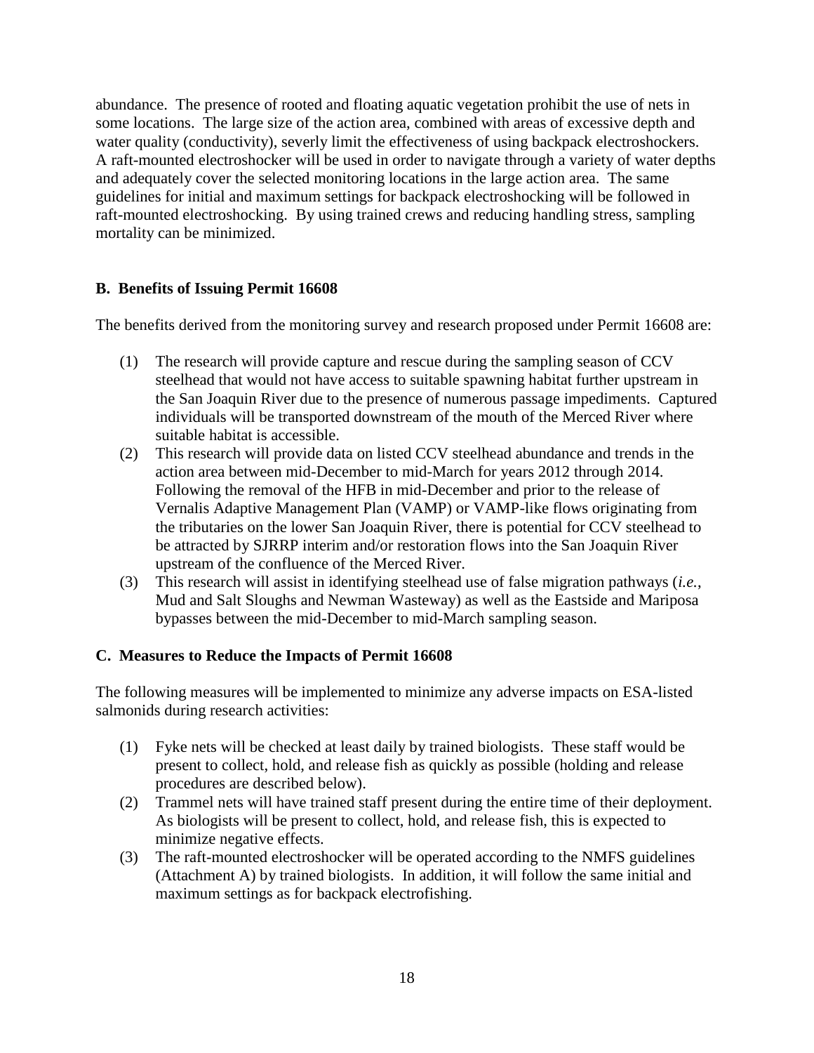abundance. The presence of rooted and floating aquatic vegetation prohibit the use of nets in some locations. The large size of the action area, combined with areas of excessive depth and water quality (conductivity), severly limit the effectiveness of using backpack electroshockers. A raft-mounted electroshocker will be used in order to navigate through a variety of water depths and adequately cover the selected monitoring locations in the large action area. The same guidelines for initial and maximum settings for backpack electroshocking will be followed in raft-mounted electroshocking. By using trained crews and reducing handling stress, sampling mortality can be minimized.

**B. Benefits of Issuing Permit 16608**

The benefits derived from the monitoring survey and research proposed under Permit 16608 are:

(1) The research will provide capture and rescue during the sampling season of CCV steelhead that would not have access to suitable spawning habitat further upstream in the San Joaquin River due to the presence of numerous passage impediments. Captured individuals will be transported downstream of the mouth of the Merced River where suitable habitat is accessible.

(2) This research will provide data on listed CCV steelhead abundance and trends in the action area between mid-December to mid-March for years 2012 through 2014. Following the removal of the HFB in mid-December and prior to the release of Vernalis Adaptive Management Plan (VAMP) or VAMP-like flows originating from the tributaries on the lower San Joaquin River, there is potential for CCV steelhead to be attracted by SJRRP interim and/or restoration flows into the San Joaquin River upstream of the confluence of the Merced River.

(3) This research will assist in identifying steelhead use of false migration pathways (*i.e.*, Mud and Salt Sloughs and Newman Wasteway) as well as the Eastside and Mariposa bypasses between the mid-December to mid-March sampling season.

**C. Measures to Reduce the Impacts of Permit 16608**

The following measures will be implemented to minimize any adverse impacts on ESA-listed salmonids during research activities:

(1) Fyke nets will be checked at least daily by trained biologists. These staff would be present to collect, hold, and release fish as quickly as possible (holding and release procedures are described below).

(2) Trammel nets will have trained staff present during the entire time of their deployment. As biologists will be present to collect, hold, and release fish, this is expected to minimize negative effects.

(3) The raft-mounted electroshocker will be operated according to the NMFS guidelines (Attachment A) by trained biologists. In addition, it will follow the same initial and maximum settings as for backpack electrofishing.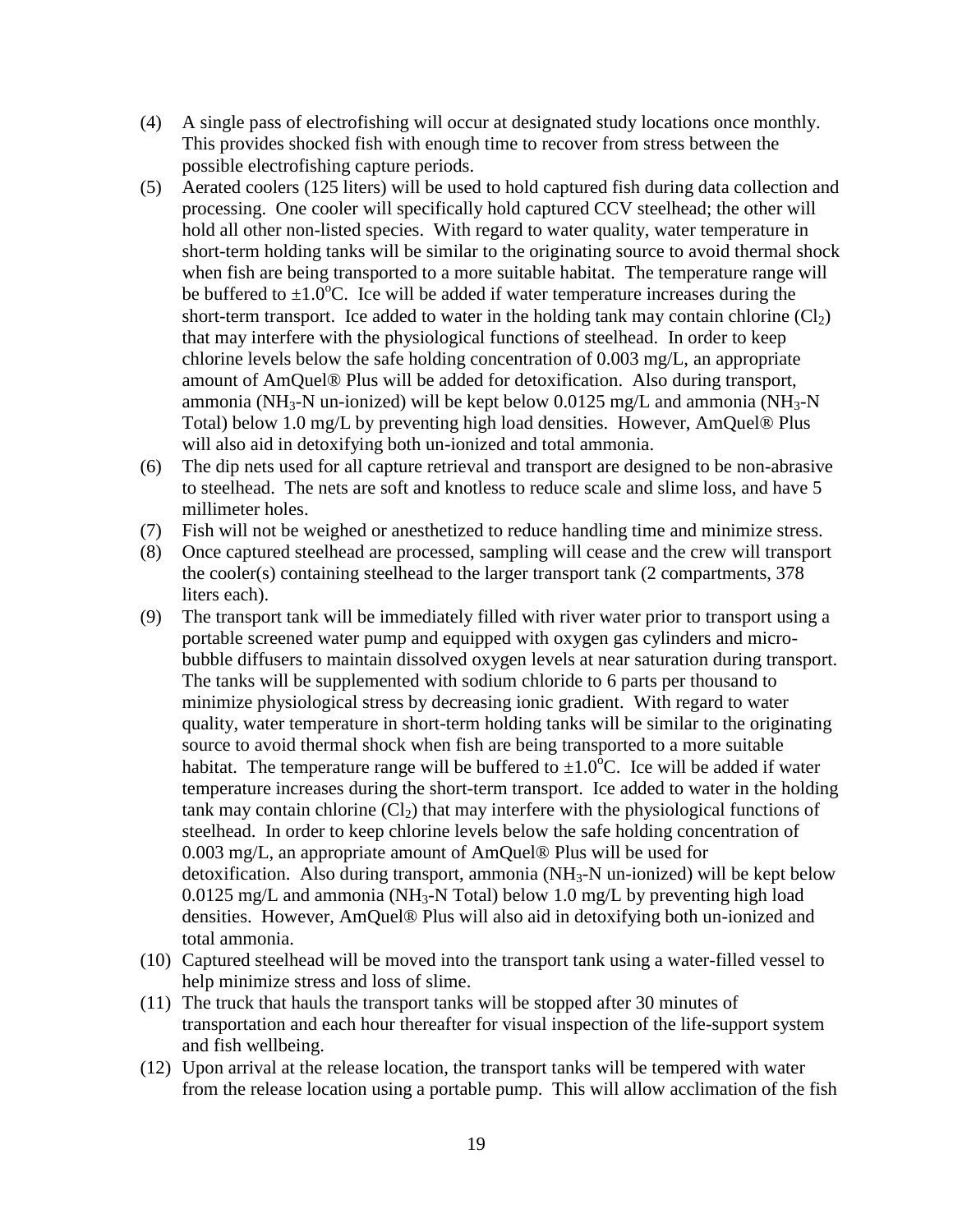(4) A single pass of electrofishing will occur at designated study locations once monthly. This provides shocked fish with enough time to recover from stress between the possible electrofishing capture periods.

(5) Aerated coolers (125 liters) will be used to hold captured fish during data collection and processing. One cooler will specifically hold captured CCV steelhead; the other will hold all other non-listed species. With regard to water quality, water temperature in short-term holding tanks will be similar to the originating source to avoid thermal shock when fish are being transported to a more suitable habitat. The temperature range will be buffered to $\pm 1.0^{o}C$. Ice will be added if water temperature increases during the short-term transport. Ice added to water in the holding tank may contain chlorine ($Cl_2$) that may interfere with the physiological functions of steelhead. In order to keep chlorine levels below the safe holding concentration of 0.003 mg/L, an appropriate amount of AmQuel® Plus will be added for detoxification. Also during transport, ammonia ($NH_3$-N un-ionized) will be kept below 0.0125 mg/L and ammonia ($NH_3$-N Total) below 1.0 mg/L by preventing high load densities. However, AmQuel® Plus will also aid in detoxifying both un-ionized and total ammonia.

(6) The dip nets used for all capture retrieval and transport are designed to be non-abrasive to steelhead. The nets are soft and knotless to reduce scale and slime loss, and have 5 millimeter holes.

(7) Fish will not be weighed or anesthetized to reduce handling time and minimize stress.

(8) Once captured steelhead are processed, sampling will cease and the crew will transport the cooler(s) containing steelhead to the larger transport tank (2 compartments, 378 liters each).

(9) The transport tank will be immediately filled with river water prior to transport using a portable screened water pump and equipped with oxygen gas cylinders and micro-bubble diffusers to maintain dissolved oxygen levels at near saturation during transport. The tanks will be supplemented with sodium chloride to 6 parts per thousand to minimize physiological stress by decreasing ionic gradient. With regard to water quality, water temperature in short-term holding tanks will be similar to the originating source to avoid thermal shock when fish are being transported to a more suitable habitat. The temperature range will be buffered to $\pm 1.0^{o}C$. Ice will be added if water temperature increases during the short-term transport. Ice added to water in the holding tank may contain chlorine ($Cl_2$) that may interfere with the physiological functions of steelhead. In order to keep chlorine levels below the safe holding concentration of 0.003 mg/L, an appropriate amount of AmQuel® Plus will be used for detoxification. Also during transport, ammonia ($NH_3$-N un-ionized) will be kept below 0.0125 mg/L and ammonia ($NH_3$-N Total) below 1.0 mg/L by preventing high load densities. However, AmQuel® Plus will also aid in detoxifying both un-ionized and total ammonia.

(10) Captured steelhead will be moved into the transport tank using a water-filled vessel to help minimize stress and loss of slime.

(11) The truck that hauls the transport tanks will be stopped after 30 minutes of transportation and each hour thereafter for visual inspection of the life-support system and fish wellbeing.

(12) Upon arrival at the release location, the transport tanks will be tempered with water from the release location using a portable pump. This will allow acclimation of the fish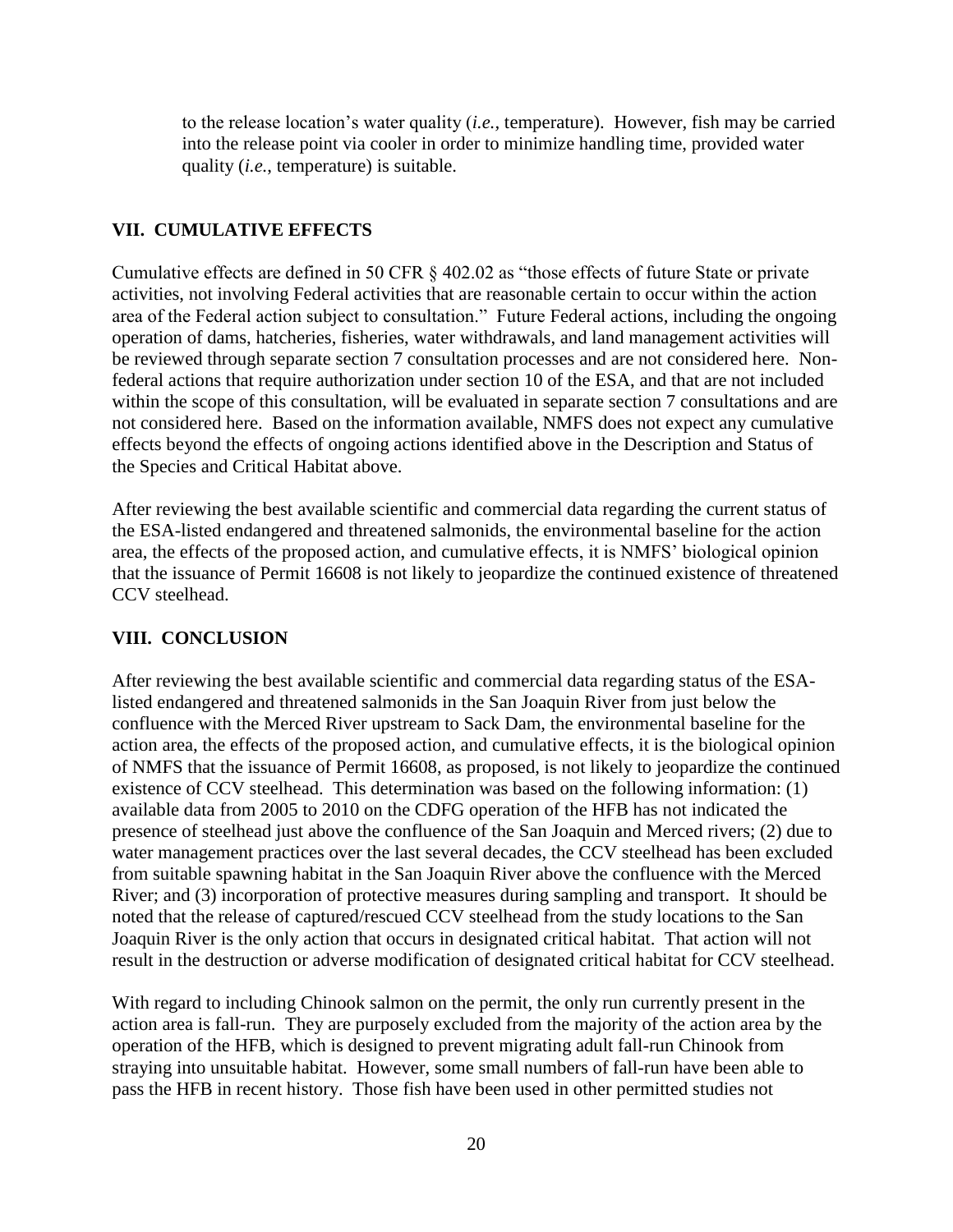to the release location's water quality (*i.e.,* temperature). However, fish may be carried into the release point via cooler in order to minimize handling time, provided water quality (*i.e.*, temperature) is suitable.

## VII. CUMULATIVE EFFECTS

Cumulative effects are defined in 50 CFR § 402.02 as "those effects of future State or private activities, not involving Federal activities that are reasonable certain to occur within the action area of the Federal action subject to consultation." Future Federal actions, including the ongoing operation of dams, hatcheries, fisheries, water withdrawals, and land management activities will be reviewed through separate section 7 consultation processes and are not considered here. Non-federal actions that require authorization under section 10 of the ESA, and that are not included within the scope of this consultation, will be evaluated in separate section 7 consultations and are not considered here. Based on the information available, NMFS does not expect any cumulative effects beyond the effects of ongoing actions identified above in the Description and Status of the Species and Critical Habitat above.

After reviewing the best available scientific and commercial data regarding the current status of the ESA-listed endangered and threatened salmonids, the environmental baseline for the action area, the effects of the proposed action, and cumulative effects, it is NMFS' biological opinion that the issuance of Permit 16608 is not likely to jeopardize the continued existence of threatened CCV steelhead.

## VIII. CONCLUSION

After reviewing the best available scientific and commercial data regarding status of the ESA-listed endangered and threatened salmonids in the San Joaquin River from just below the confluence with the Merced River upstream to Sack Dam, the environmental baseline for the action area, the effects of the proposed action, and cumulative effects, it is the biological opinion of NMFS that the issuance of Permit 16608, as proposed, is not likely to jeopardize the continued existence of CCV steelhead. This determination was based on the following information: (1) available data from 2005 to 2010 on the CDFG operation of the HFB has not indicated the presence of steelhead just above the confluence of the San Joaquin and Merced rivers; (2) due to water management practices over the last several decades, the CCV steelhead has been excluded from suitable spawning habitat in the San Joaquin River above the confluence with the Merced River; and (3) incorporation of protective measures during sampling and transport. It should be noted that the release of captured/rescued CCV steelhead from the study locations to the San Joaquin River is the only action that occurs in designated critical habitat. That action will not result in the destruction or adverse modification of designated critical habitat for CCV steelhead.

With regard to including Chinook salmon on the permit, the only run currently present in the action area is fall-run. They are purposely excluded from the majority of the action area by the operation of the HFB, which is designed to prevent migrating adult fall-run Chinook from straying into unsuitable habitat. However, some small numbers of fall-run have been able to pass the HFB in recent history. Those fish have been used in other permitted studies not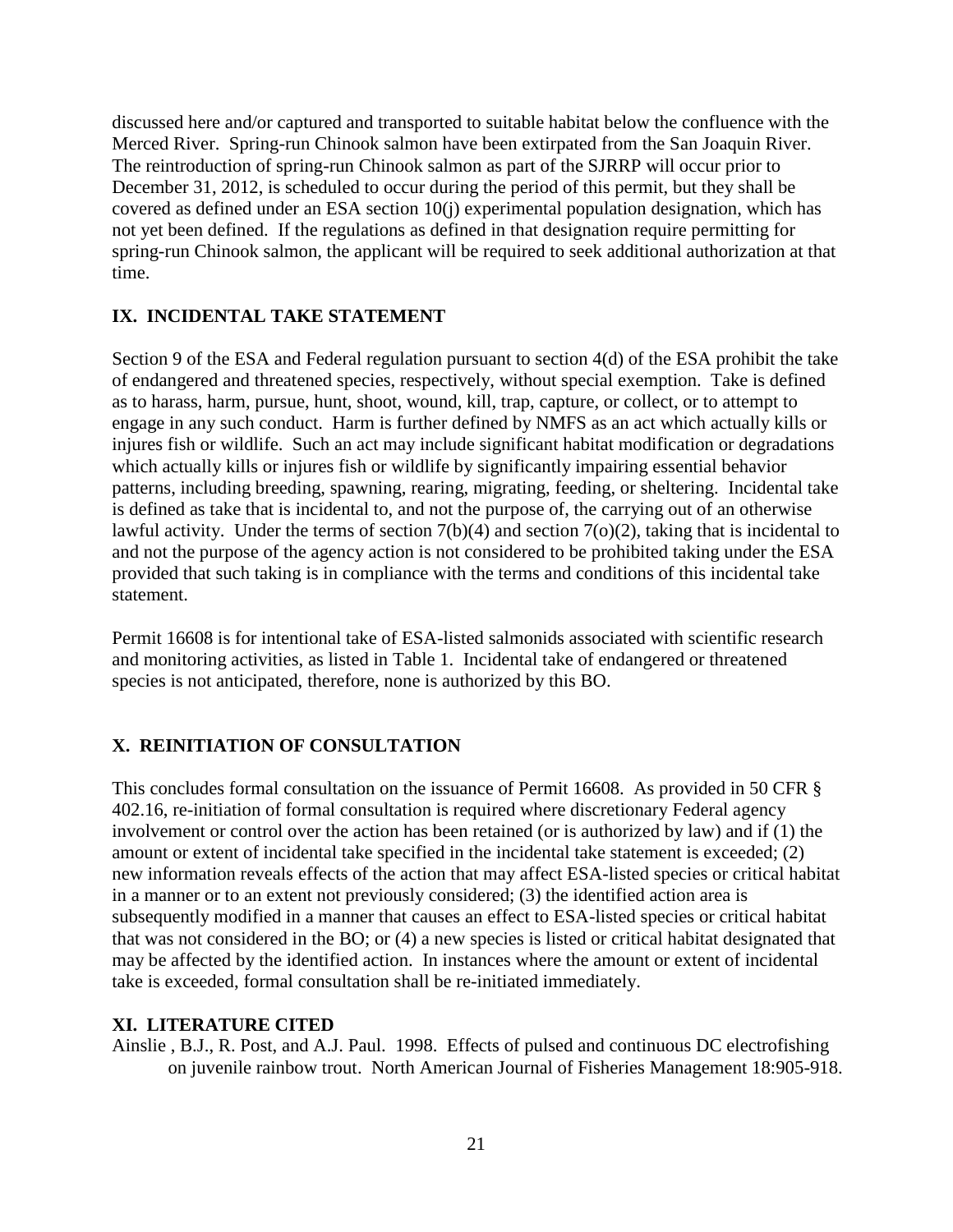discussed here and/or captured and transported to suitable habitat below the confluence with the Merced River. Spring-run Chinook salmon have been extirpated from the San Joaquin River. The reintroduction of spring-run Chinook salmon as part of the SJRRP will occur prior to December 31, 2012, is scheduled to occur during the period of this permit, but they shall be covered as defined under an ESA section 10(j) experimental population designation, which has not yet been defined. If the regulations as defined in that designation require permitting for spring-run Chinook salmon, the applicant will be required to seek additional authorization at that time.

## IX. INCIDENTAL TAKE STATEMENT

Section 9 of the ESA and Federal regulation pursuant to section 4(d) of the ESA prohibit the take of endangered and threatened species, respectively, without special exemption. Take is defined as to harass, harm, pursue, hunt, shoot, wound, kill, trap, capture, or collect, or to attempt to engage in any such conduct. Harm is further defined by NMFS as an act which actually kills or injures fish or wildlife. Such an act may include significant habitat modification or degradations which actually kills or injures fish or wildlife by significantly impairing essential behavior patterns, including breeding, spawning, rearing, migrating, feeding, or sheltering. Incidental take is defined as take that is incidental to, and not the purpose of, the carrying out of an otherwise lawful activity. Under the terms of section 7(b)(4) and section 7(o)(2), taking that is incidental to and not the purpose of the agency action is not considered to be prohibited taking under the ESA provided that such taking is in compliance with the terms and conditions of this incidental take statement.

Permit 16608 is for intentional take of ESA-listed salmonids associated with scientific research and monitoring activities, as listed in Table 1. Incidental take of endangered or threatened species is not anticipated, therefore, none is authorized by this BO.

## X. REINITIATION OF CONSULTATION

This concludes formal consultation on the issuance of Permit 16608. As provided in 50 CFR § 402.16, re-initiation of formal consultation is required where discretionary Federal agency involvement or control over the action has been retained (or is authorized by law) and if (1) the amount or extent of incidental take specified in the incidental take statement is exceeded; (2) new information reveals effects of the action that may affect ESA-listed species or critical habitat in a manner or to an extent not previously considered; (3) the identified action area is subsequently modified in a manner that causes an effect to ESA-listed species or critical habitat that was not considered in the BO; or (4) a new species is listed or critical habitat designated that may be affected by the identified action. In instances where the amount or extent of incidental take is exceeded, formal consultation shall be re-initiated immediately.

## XI. LITERATURE CITED

Ainslie , B.J., R. Post, and A.J. Paul. 1998. Effects of pulsed and continuous DC electrofishing on juvenile rainbow trout. North American Journal of Fisheries Management 18:905-918.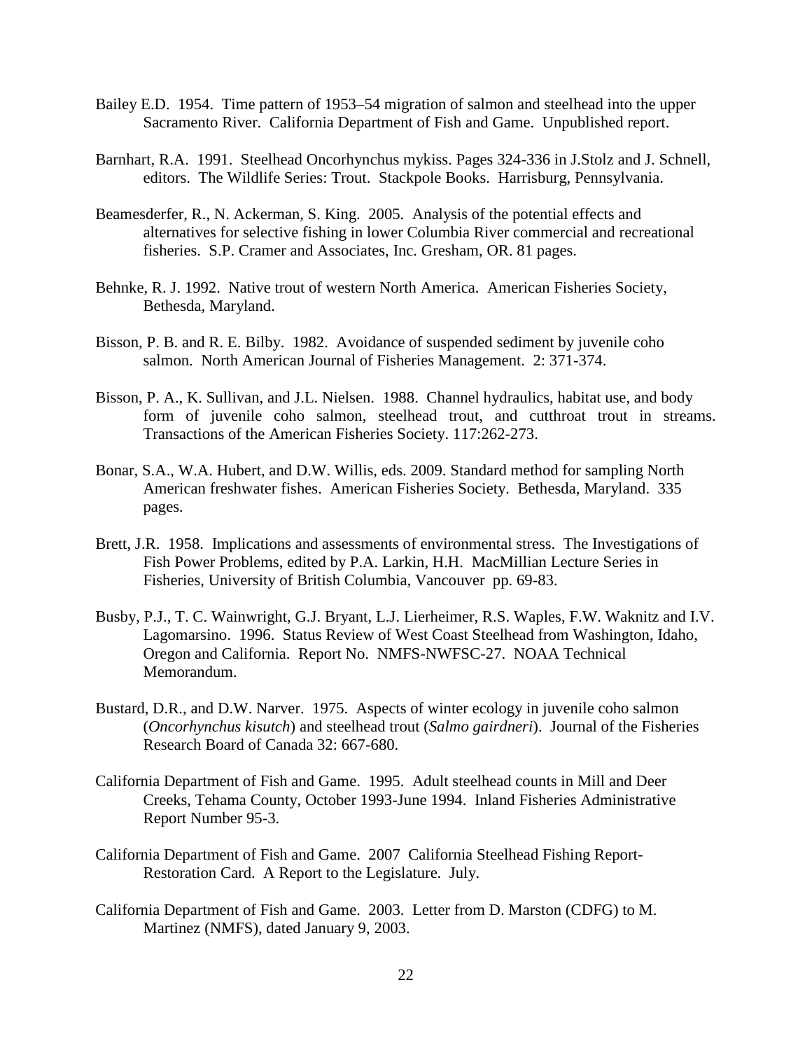Bailey E.D. 1954. Time pattern of 1953–54 migration of salmon and steelhead into the upper Sacramento River. California Department of Fish and Game. Unpublished report.

Barnhart, R.A. 1991. Steelhead Oncorhynchus mykiss. Pages 324-336 in J.Stolz and J. Schnell, editors. The Wildlife Series: Trout. Stackpole Books. Harrisburg, Pennsylvania.

Beamesderfer, R., N. Ackerman, S. King. 2005. Analysis of the potential effects and alternatives for selective fishing in lower Columbia River commercial and recreational fisheries. S.P. Cramer and Associates, Inc. Gresham, OR. 81 pages.

Behnke, R. J. 1992. Native trout of western North America. American Fisheries Society, Bethesda, Maryland.

Bisson, P. B. and R. E. Bilby. 1982. Avoidance of suspended sediment by juvenile coho salmon. North American Journal of Fisheries Management. 2: 371-374.

Bisson, P. A., K. Sullivan, and J.L. Nielsen. 1988. Channel hydraulics, habitat use, and body form of juvenile coho salmon, steelhead trout, and cutthroat trout in streams. Transactions of the American Fisheries Society. 117:262-273.

Bonar, S.A., W.A. Hubert, and D.W. Willis, eds. 2009. Standard method for sampling North American freshwater fishes. American Fisheries Society. Bethesda, Maryland. 335 pages.

Brett, J.R. 1958. Implications and assessments of environmental stress. The Investigations of Fish Power Problems, edited by P.A. Larkin, H.H. MacMillian Lecture Series in Fisheries, University of British Columbia, Vancouver pp. 69-83.

Busby, P.J., T. C. Wainwright, G.J. Bryant, L.J. Lierheimer, R.S. Waples, F.W. Waknitz and I.V. Lagomarsino. 1996. Status Review of West Coast Steelhead from Washington, Idaho, Oregon and California. Report No. NMFS-NWFSC-27. NOAA Technical Memorandum.

Bustard, D.R., and D.W. Narver. 1975. Aspects of winter ecology in juvenile coho salmon (*Oncorhynchus kisutch*) and steelhead trout (*Salmo gairdneri*). Journal of the Fisheries Research Board of Canada 32: 667-680.

California Department of Fish and Game. 1995. Adult steelhead counts in Mill and Deer Creeks, Tehama County, October 1993-June 1994. Inland Fisheries Administrative Report Number 95-3.

California Department of Fish and Game. 2007 California Steelhead Fishing Report-Restoration Card. A Report to the Legislature. July.

California Department of Fish and Game. 2003. Letter from D. Marston (CDFG) to M. Martinez (NMFS), dated January 9, 2003.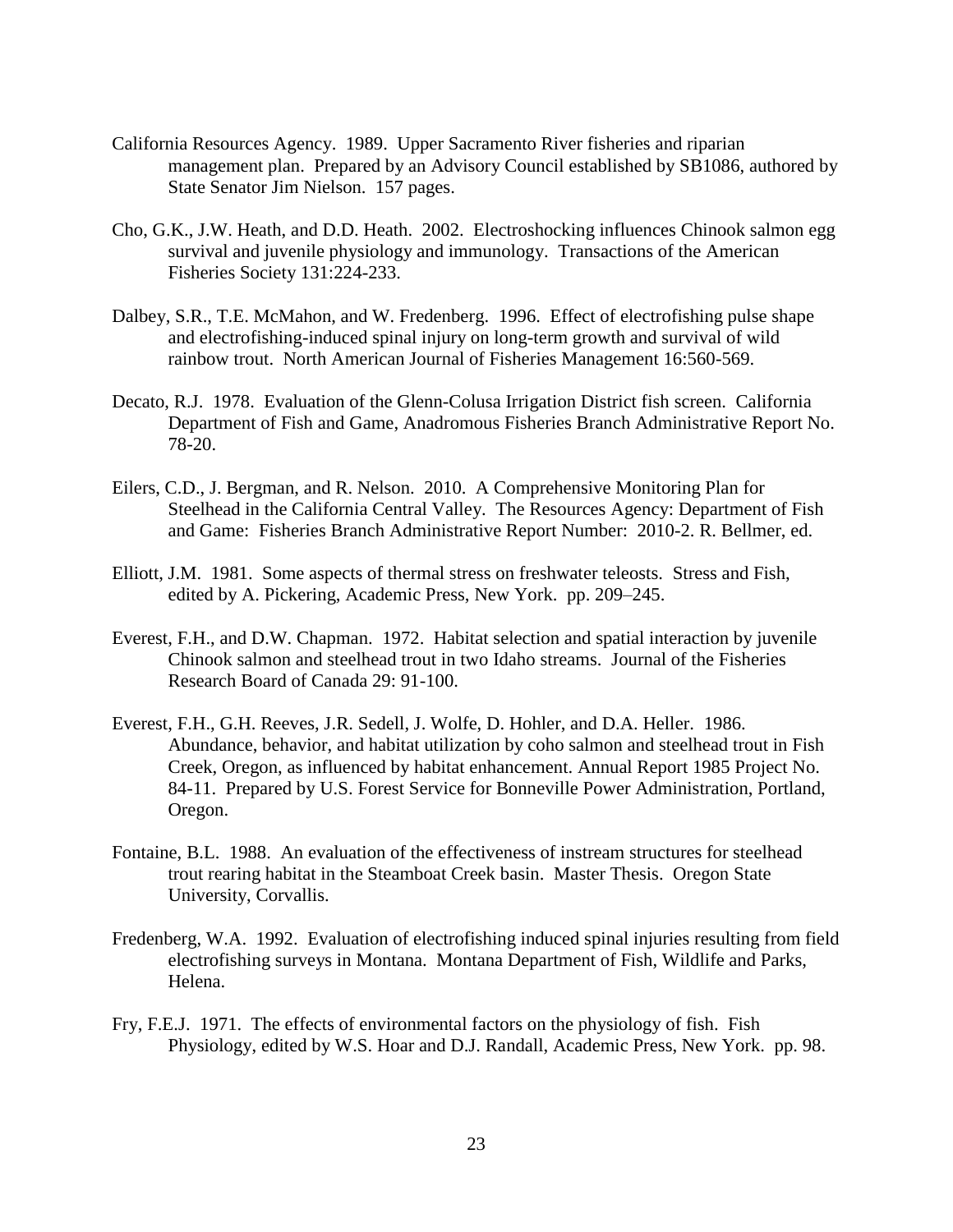California Resources Agency. 1989. Upper Sacramento River fisheries and riparian management plan. Prepared by an Advisory Council established by SB1086, authored by State Senator Jim Nielson. 157 pages.

Cho, G.K., J.W. Heath, and D.D. Heath. 2002. Electroshocking influences Chinook salmon egg survival and juvenile physiology and immunology. Transactions of the American Fisheries Society 131:224-233.

Dalbey, S.R., T.E. McMahon, and W. Fredenberg. 1996. Effect of electrofishing pulse shape and electrofishing-induced spinal injury on long-term growth and survival of wild rainbow trout. North American Journal of Fisheries Management 16:560-569.

Decato, R.J. 1978. Evaluation of the Glenn-Colusa Irrigation District fish screen. California Department of Fish and Game, Anadromous Fisheries Branch Administrative Report No. 78-20.

Eilers, C.D., J. Bergman, and R. Nelson. 2010. A Comprehensive Monitoring Plan for Steelhead in the California Central Valley. The Resources Agency: Department of Fish and Game: Fisheries Branch Administrative Report Number: 2010-2. R. Bellmer, ed.

Elliott, J.M. 1981. Some aspects of thermal stress on freshwater teleosts. Stress and Fish, edited by A. Pickering, Academic Press, New York. pp. 209–245.

Everest, F.H., and D.W. Chapman. 1972. Habitat selection and spatial interaction by juvenile Chinook salmon and steelhead trout in two Idaho streams. Journal of the Fisheries Research Board of Canada 29: 91-100.

Everest, F.H., G.H. Reeves, J.R. Sedell, J. Wolfe, D. Hohler, and D.A. Heller. 1986. Abundance, behavior, and habitat utilization by coho salmon and steelhead trout in Fish Creek, Oregon, as influenced by habitat enhancement. Annual Report 1985 Project No. 84-11. Prepared by U.S. Forest Service for Bonneville Power Administration, Portland, Oregon.

Fontaine, B.L. 1988. An evaluation of the effectiveness of instream structures for steelhead trout rearing habitat in the Steamboat Creek basin. Master Thesis. Oregon State University, Corvallis.

Fredenberg, W.A. 1992. Evaluation of electrofishing induced spinal injuries resulting from field electrofishing surveys in Montana. Montana Department of Fish, Wildlife and Parks, Helena.

Fry, F.E.J. 1971. The effects of environmental factors on the physiology of fish. Fish Physiology, edited by W.S. Hoar and D.J. Randall, Academic Press, New York. pp. 98.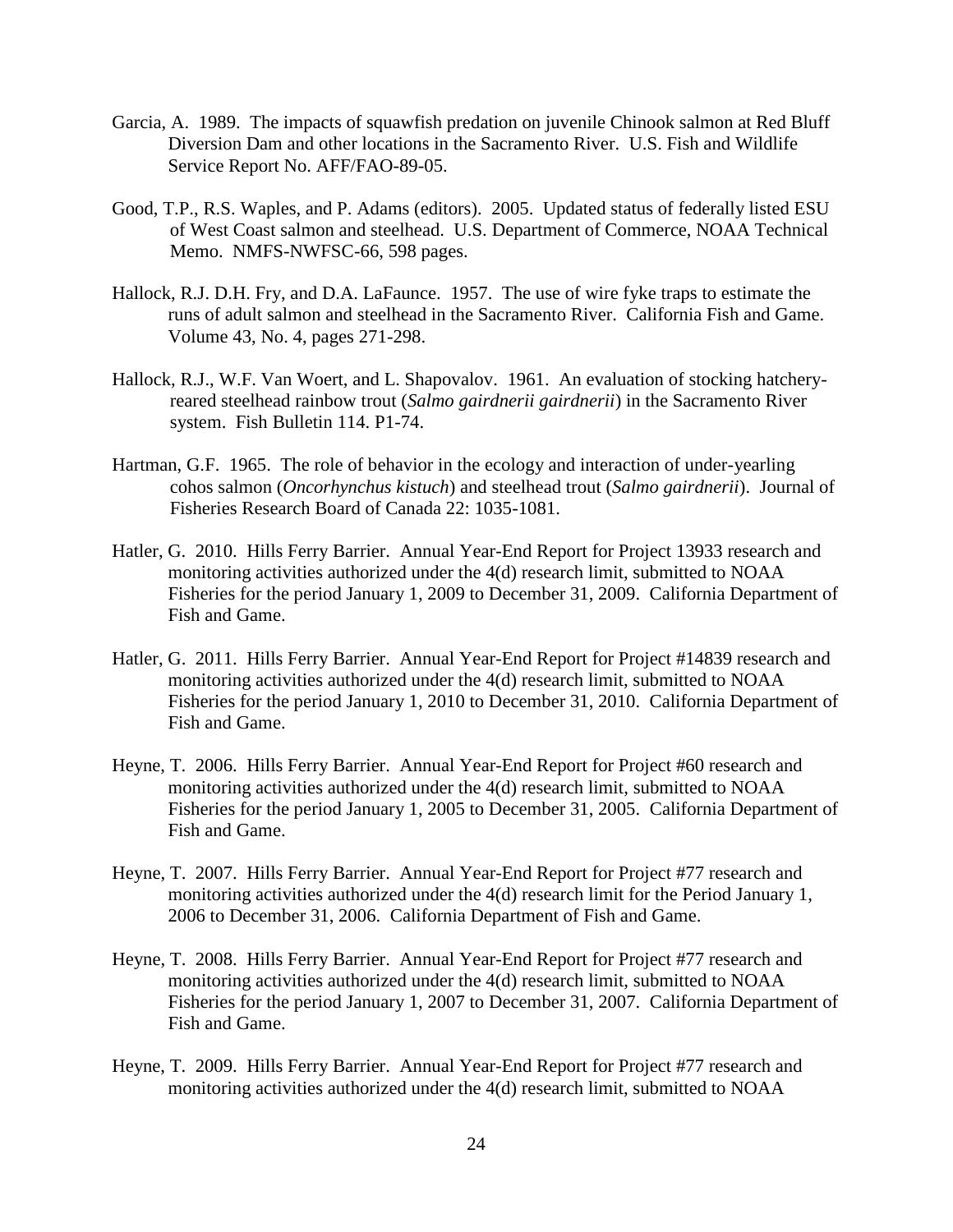Garcia, A. 1989. The impacts of squawfish predation on juvenile Chinook salmon at Red Bluff Diversion Dam and other locations in the Sacramento River. U.S. Fish and Wildlife Service Report No. AFF/FAO-89-05.

Good, T.P., R.S. Waples, and P. Adams (editors). 2005. Updated status of federally listed ESU of West Coast salmon and steelhead. U.S. Department of Commerce, NOAA Technical Memo. NMFS-NWFSC-66, 598 pages.

Hallock, R.J. D.H. Fry, and D.A. LaFaunce. 1957. The use of wire fyke traps to estimate the runs of adult salmon and steelhead in the Sacramento River. California Fish and Game. Volume 43, No. 4, pages 271-298.

Hallock, R.J., W.F. Van Woert, and L. Shapovalov. 1961. An evaluation of stocking hatchery-reared steelhead rainbow trout (*Salmo gairdnerii gairdnerii*) in the Sacramento River system. Fish Bulletin 114. P1-74.

Hartman, G.F. 1965. The role of behavior in the ecology and interaction of under-yearling cohos salmon (*Oncorhynchus kistuch*) and steelhead trout (*Salmo gairdnerii*). Journal of Fisheries Research Board of Canada 22: 1035-1081.

Hatler, G. 2010. Hills Ferry Barrier. Annual Year-End Report for Project 13933 research and monitoring activities authorized under the 4(d) research limit, submitted to NOAA Fisheries for the period January 1, 2009 to December 31, 2009. California Department of Fish and Game.

Hatler, G. 2011. Hills Ferry Barrier. Annual Year-End Report for Project #14839 research and monitoring activities authorized under the 4(d) research limit, submitted to NOAA Fisheries for the period January 1, 2010 to December 31, 2010. California Department of Fish and Game.

Heyne, T. 2006. Hills Ferry Barrier. Annual Year-End Report for Project #60 research and monitoring activities authorized under the 4(d) research limit, submitted to NOAA Fisheries for the period January 1, 2005 to December 31, 2005. California Department of Fish and Game.

Heyne, T. 2007. Hills Ferry Barrier. Annual Year-End Report for Project #77 research and monitoring activities authorized under the 4(d) research limit for the Period January 1, 2006 to December 31, 2006. California Department of Fish and Game.

Heyne, T. 2008. Hills Ferry Barrier. Annual Year-End Report for Project #77 research and monitoring activities authorized under the 4(d) research limit, submitted to NOAA Fisheries for the period January 1, 2007 to December 31, 2007. California Department of Fish and Game.

Heyne, T. 2009. Hills Ferry Barrier. Annual Year-End Report for Project #77 research and monitoring activities authorized under the 4(d) research limit, submitted to NOAA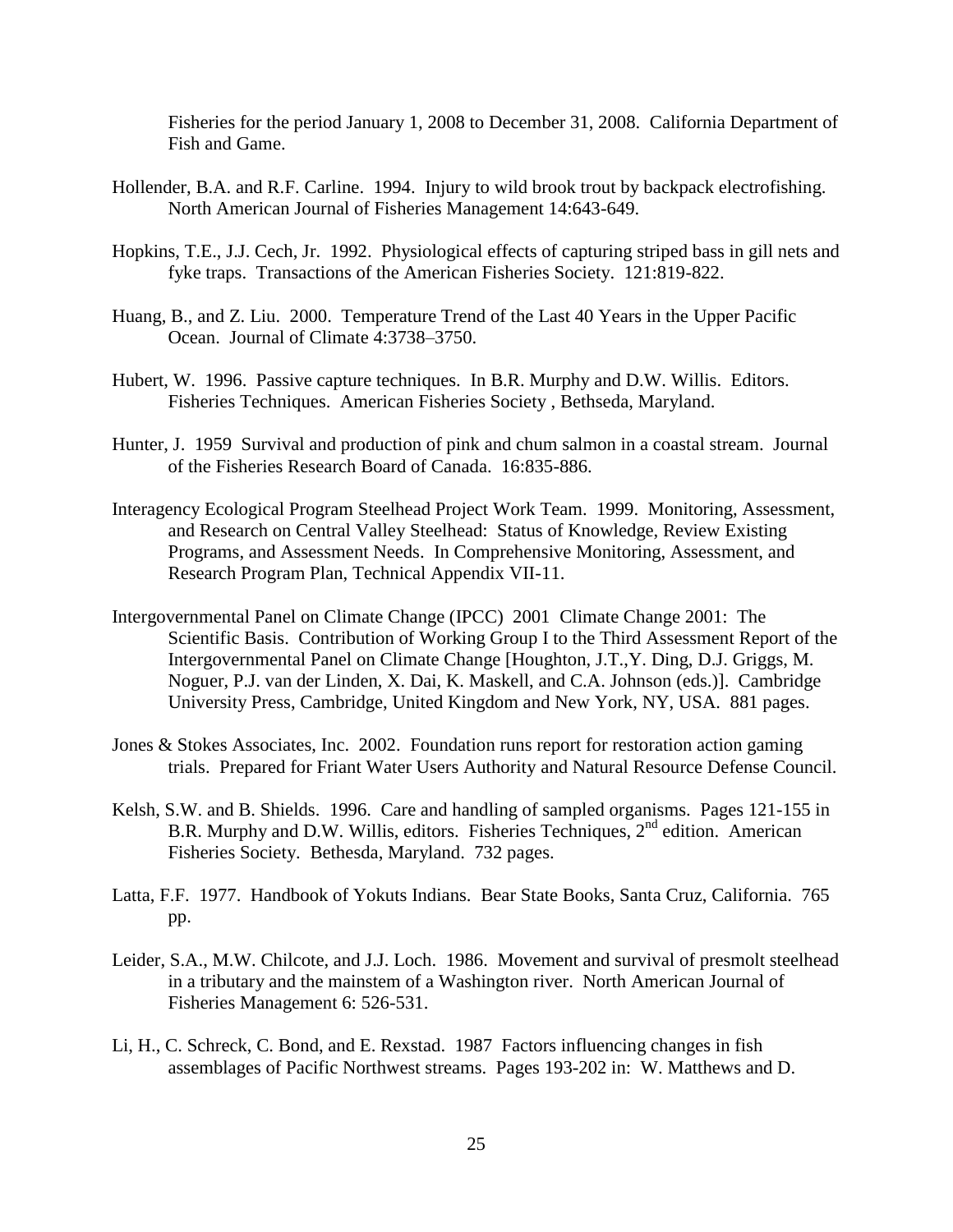Fisheries for the period January 1, 2008 to December 31, 2008. California Department of Fish and Game.

Hollender, B.A. and R.F. Carline. 1994. Injury to wild brook trout by backpack electrofishing. North American Journal of Fisheries Management 14:643-649.

Hopkins, T.E., J.J. Cech, Jr. 1992. Physiological effects of capturing striped bass in gill nets and fyke traps. Transactions of the American Fisheries Society. 121:819-822.

Huang, B., and Z. Liu. 2000. Temperature Trend of the Last 40 Years in the Upper Pacific Ocean. Journal of Climate 4:3738–3750.

Hubert, W. 1996. Passive capture techniques. In B.R. Murphy and D.W. Willis. Editors. Fisheries Techniques. American Fisheries Society , Bethseda, Maryland.

Hunter, J. 1959 Survival and production of pink and chum salmon in a coastal stream. Journal of the Fisheries Research Board of Canada. 16:835-886.

Interagency Ecological Program Steelhead Project Work Team. 1999. Monitoring, Assessment, and Research on Central Valley Steelhead: Status of Knowledge, Review Existing Programs, and Assessment Needs. In Comprehensive Monitoring, Assessment, and Research Program Plan, Technical Appendix VII-11.

Intergovernmental Panel on Climate Change (IPCC) 2001 Climate Change 2001: The Scientific Basis. Contribution of Working Group I to the Third Assessment Report of the Intergovernmental Panel on Climate Change [Houghton, J.T.,Y. Ding, D.J. Griggs, M. Noguer, P.J. van der Linden, X. Dai, K. Maskell, and C.A. Johnson (eds.)]. Cambridge University Press, Cambridge, United Kingdom and New York, NY, USA. 881 pages.

Jones & Stokes Associates, Inc. 2002. Foundation runs report for restoration action gaming trials. Prepared for Friant Water Users Authority and Natural Resource Defense Council.

Kelsh, S.W. and B. Shields. 1996. Care and handling of sampled organisms. Pages 121-155 in B.R. Murphy and D.W. Willis, editors. Fisheries Techniques, 2nd edition. American Fisheries Society. Bethesda, Maryland. 732 pages.

Latta, F.F. 1977. Handbook of Yokuts Indians. Bear State Books, Santa Cruz, California. 765 pp.

Leider, S.A., M.W. Chilcote, and J.J. Loch. 1986. Movement and survival of presmolt steelhead in a tributary and the mainstem of a Washington river. North American Journal of Fisheries Management 6: 526-531.

Li, H., C. Schreck, C. Bond, and E. Rexstad. 1987 Factors influencing changes in fish assemblages of Pacific Northwest streams. Pages 193-202 in: W. Matthews and D.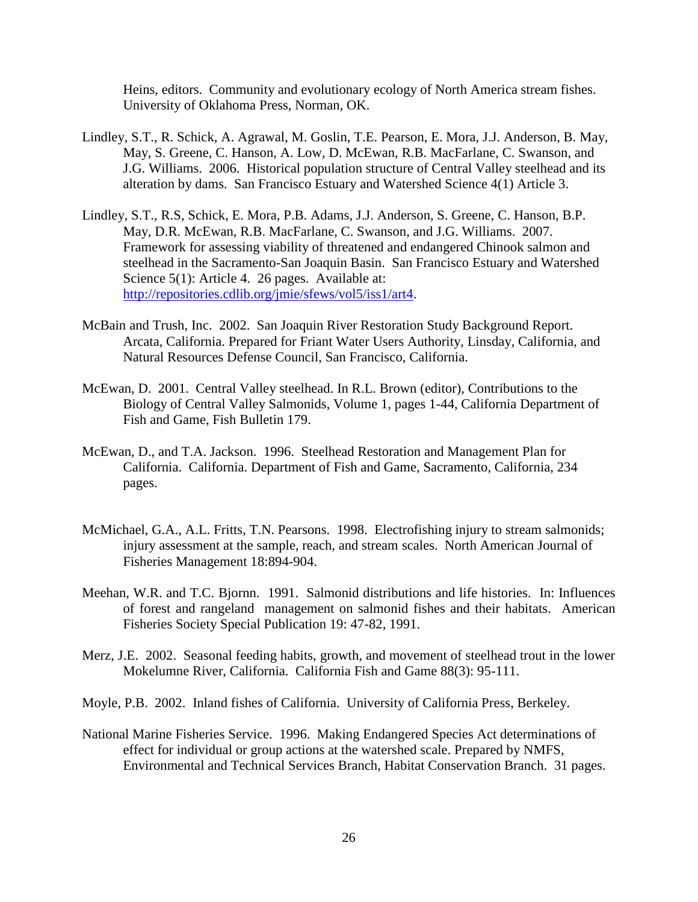Heins, editors. Community and evolutionary ecology of North America stream fishes. University of Oklahoma Press, Norman, OK.

Lindley, S.T., R. Schick, A. Agrawal, M. Goslin, T.E. Pearson, E. Mora, J.J. Anderson, B. May, May, S. Greene, C. Hanson, A. Low, D. McEwan, R.B. MacFarlane, C. Swanson, and J.G. Williams. 2006. Historical population structure of Central Valley steelhead and its alteration by dams. San Francisco Estuary and Watershed Science 4(1) Article 3.

Lindley, S.T., R.S, Schick, E. Mora, P.B. Adams, J.J. Anderson, S. Greene, C. Hanson, B.P. May, D.R. McEwan, R.B. MacFarlane, C. Swanson, and J.G. Williams. 2007. Framework for assessing viability of threatened and endangered Chinook salmon and steelhead in the Sacramento-San Joaquin Basin. San Francisco Estuary and Watershed Science 5(1): Article 4. 26 pages. Available at: http://repositories.cdlib.org/jmie/sfews/vol5/iss1/art4.

McBain and Trush, Inc. 2002. San Joaquin River Restoration Study Background Report. Arcata, California. Prepared for Friant Water Users Authority, Linsday, California, and Natural Resources Defense Council, San Francisco, California.

McEwan, D. 2001. Central Valley steelhead. In R.L. Brown (editor), Contributions to the Biology of Central Valley Salmonids, Volume 1, pages 1-44, California Department of Fish and Game, Fish Bulletin 179.

McEwan, D., and T.A. Jackson. 1996. Steelhead Restoration and Management Plan for California. California. Department of Fish and Game, Sacramento, California, 234 pages.

McMichael, G.A., A.L. Fritts, T.N. Pearsons. 1998. Electrofishing injury to stream salmonids; injury assessment at the sample, reach, and stream scales. North American Journal of Fisheries Management 18:894-904.

Meehan, W.R. and T.C. Bjornn. 1991. Salmonid distributions and life histories. In: Influences of forest and rangeland management on salmonid fishes and their habitats. American Fisheries Society Special Publication 19: 47-82, 1991.

Merz, J.E. 2002. Seasonal feeding habits, growth, and movement of steelhead trout in the lower Mokelumne River, California. California Fish and Game 88(3): 95-111.

Moyle, P.B. 2002. Inland fishes of California. University of California Press, Berkeley.

National Marine Fisheries Service. 1996. Making Endangered Species Act determinations of effect for individual or group actions at the watershed scale. Prepared by NMFS, Environmental and Technical Services Branch, Habitat Conservation Branch. 31 pages.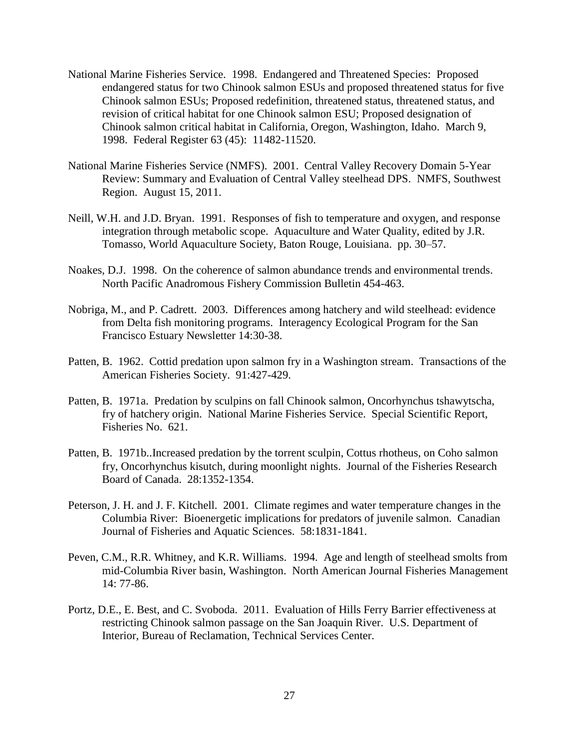National Marine Fisheries Service. 1998. Endangered and Threatened Species: Proposed endangered status for two Chinook salmon ESUs and proposed threatened status for five Chinook salmon ESUs; Proposed redefinition, threatened status, threatened status, and revision of critical habitat for one Chinook salmon ESU; Proposed designation of Chinook salmon critical habitat in California, Oregon, Washington, Idaho. March 9, 1998. Federal Register 63 (45): 11482-11520.

National Marine Fisheries Service (NMFS). 2001. Central Valley Recovery Domain 5-Year Review: Summary and Evaluation of Central Valley steelhead DPS. NMFS, Southwest Region. August 15, 2011.

Neill, W.H. and J.D. Bryan. 1991. Responses of fish to temperature and oxygen, and response integration through metabolic scope. Aquaculture and Water Quality, edited by J.R. Tomasso, World Aquaculture Society, Baton Rouge, Louisiana. pp. 30–57.

Noakes, D.J. 1998. On the coherence of salmon abundance trends and environmental trends. North Pacific Anadromous Fishery Commission Bulletin 454-463.

Nobriga, M., and P. Cadrett. 2003. Differences among hatchery and wild steelhead: evidence from Delta fish monitoring programs. Interagency Ecological Program for the San Francisco Estuary Newsletter 14:30-38.

Patten, B. 1962. Cottid predation upon salmon fry in a Washington stream. Transactions of the American Fisheries Society. 91:427-429.

Patten, B. 1971a. Predation by sculpins on fall Chinook salmon, Oncorhynchus tshawytscha, fry of hatchery origin. National Marine Fisheries Service. Special Scientific Report, Fisheries No. 621.

Patten, B. 1971b..Increased predation by the torrent sculpin, Cottus rhotheus, on Coho salmon fry, Oncorhynchus kisutch, during moonlight nights. Journal of the Fisheries Research Board of Canada. 28:1352-1354.

Peterson, J. H. and J. F. Kitchell. 2001. Climate regimes and water temperature changes in the Columbia River: Bioenergetic implications for predators of juvenile salmon. Canadian Journal of Fisheries and Aquatic Sciences. 58:1831-1841.

Peven, C.M., R.R. Whitney, and K.R. Williams. 1994. Age and length of steelhead smolts from mid-Columbia River basin, Washington. North American Journal Fisheries Management 14: 77-86.

Portz, D.E., E. Best, and C. Svoboda. 2011. Evaluation of Hills Ferry Barrier effectiveness at restricting Chinook salmon passage on the San Joaquin River. U.S. Department of Interior, Bureau of Reclamation, Technical Services Center.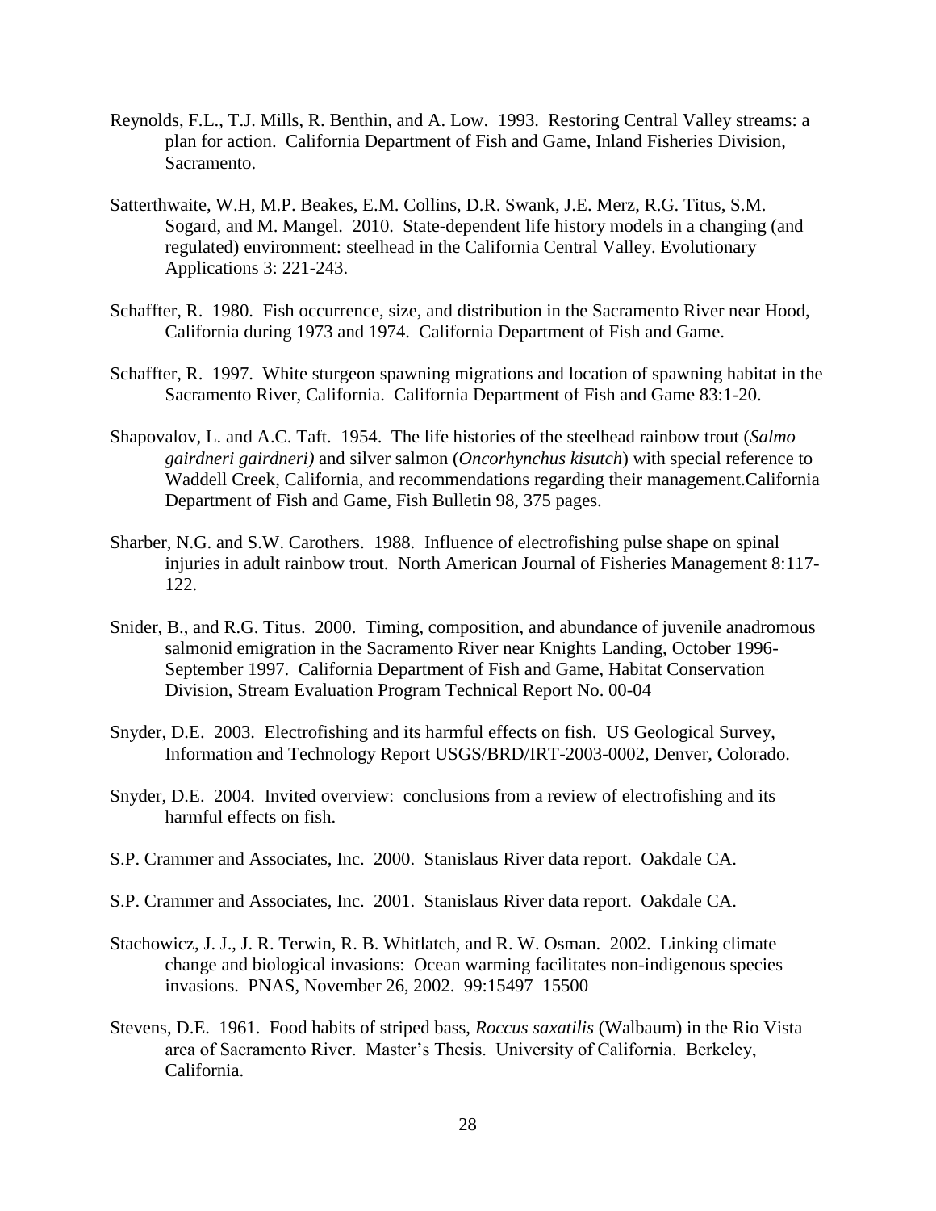Reynolds, F.L., T.J. Mills, R. Benthin, and A. Low. 1993. Restoring Central Valley streams: a plan for action. California Department of Fish and Game, Inland Fisheries Division, Sacramento.

Satterthwaite, W.H, M.P. Beakes, E.M. Collins, D.R. Swank, J.E. Merz, R.G. Titus, S.M. Sogard, and M. Mangel. 2010. State-dependent life history models in a changing (and regulated) environment: steelhead in the California Central Valley. Evolutionary Applications 3: 221-243.

Schaffter, R. 1980. Fish occurrence, size, and distribution in the Sacramento River near Hood, California during 1973 and 1974. California Department of Fish and Game.

Schaffter, R. 1997. White sturgeon spawning migrations and location of spawning habitat in the Sacramento River, California. California Department of Fish and Game 83:1-20.

Shapovalov, L. and A.C. Taft. 1954. The life histories of the steelhead rainbow trout (*Salmo gairdneri gairdneri)* and silver salmon (*Oncorhynchus kisutch*) with special reference to Waddell Creek, California, and recommendations regarding their management.California Department of Fish and Game, Fish Bulletin 98, 375 pages.

Sharber, N.G. and S.W. Carothers. 1988. Influence of electrofishing pulse shape on spinal injuries in adult rainbow trout. North American Journal of Fisheries Management 8:117-122.

Snider, B., and R.G. Titus. 2000. Timing, composition, and abundance of juvenile anadromous salmonid emigration in the Sacramento River near Knights Landing, October 1996-September 1997. California Department of Fish and Game, Habitat Conservation Division, Stream Evaluation Program Technical Report No. 00-04

Snyder, D.E. 2003. Electrofishing and its harmful effects on fish. US Geological Survey, Information and Technology Report USGS/BRD/IRT-2003-0002, Denver, Colorado.

Snyder, D.E. 2004. Invited overview: conclusions from a review of electrofishing and its harmful effects on fish.

S.P. Crammer and Associates, Inc. 2000. Stanislaus River data report. Oakdale CA.

S.P. Crammer and Associates, Inc. 2001. Stanislaus River data report. Oakdale CA.

Stachowicz, J. J., J. R. Terwin, R. B. Whitlatch, and R. W. Osman. 2002. Linking climate change and biological invasions: Ocean warming facilitates non-indigenous species invasions. PNAS, November 26, 2002. 99:15497–15500

Stevens, D.E. 1961. Food habits of striped bass, *Roccus saxatilis* (Walbaum) in the Rio Vista area of Sacramento River. Master's Thesis. University of California. Berkeley, California.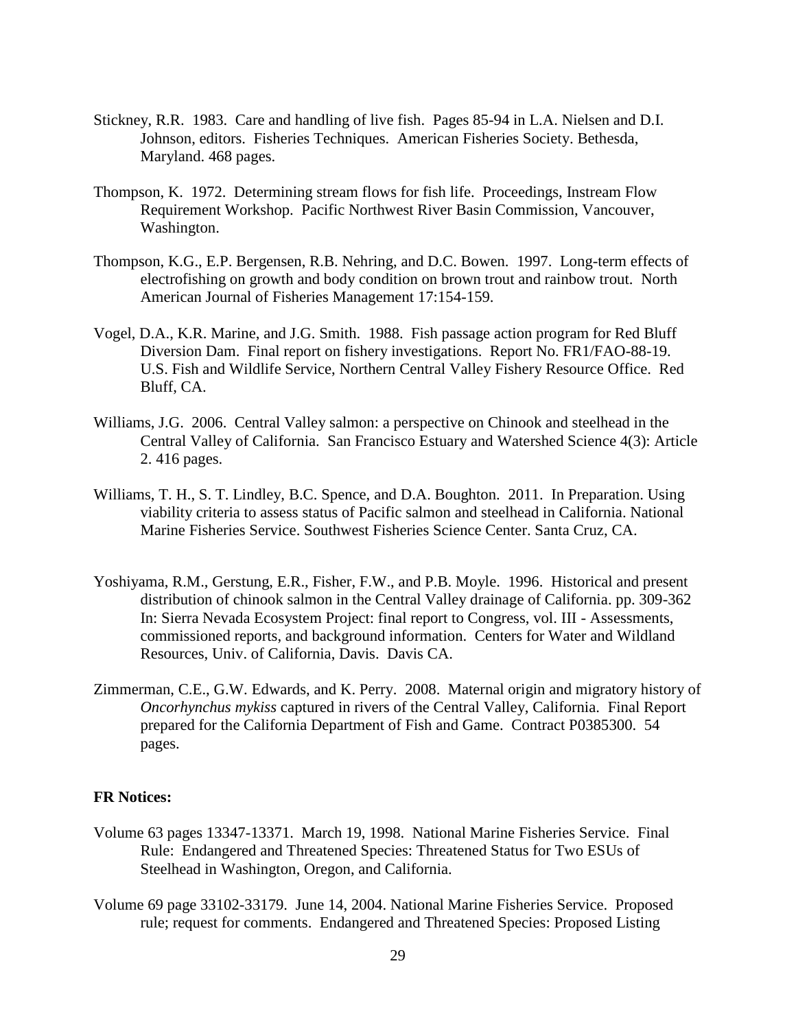Stickney, R.R. 1983. Care and handling of live fish. Pages 85-94 in L.A. Nielsen and D.I. Johnson, editors. Fisheries Techniques. American Fisheries Society. Bethesda, Maryland. 468 pages.

Thompson, K. 1972. Determining stream flows for fish life. Proceedings, Instream Flow Requirement Workshop. Pacific Northwest River Basin Commission, Vancouver, Washington.

Thompson, K.G., E.P. Bergensen, R.B. Nehring, and D.C. Bowen. 1997. Long-term effects of electrofishing on growth and body condition on brown trout and rainbow trout. North American Journal of Fisheries Management 17:154-159.

Vogel, D.A., K.R. Marine, and J.G. Smith. 1988. Fish passage action program for Red Bluff Diversion Dam. Final report on fishery investigations. Report No. FR1/FAO-88-19. U.S. Fish and Wildlife Service, Northern Central Valley Fishery Resource Office. Red Bluff, CA.

Williams, J.G. 2006. Central Valley salmon: a perspective on Chinook and steelhead in the Central Valley of California. San Francisco Estuary and Watershed Science 4(3): Article 2. 416 pages.

Williams, T. H., S. T. Lindley, B.C. Spence, and D.A. Boughton. 2011. In Preparation. Using viability criteria to assess status of Pacific salmon and steelhead in California. National Marine Fisheries Service. Southwest Fisheries Science Center. Santa Cruz, CA.

Yoshiyama, R.M., Gerstung, E.R., Fisher, F.W., and P.B. Moyle. 1996. Historical and present distribution of chinook salmon in the Central Valley drainage of California. pp. 309-362 In: Sierra Nevada Ecosystem Project: final report to Congress, vol. III - Assessments, commissioned reports, and background information. Centers for Water and Wildland Resources, Univ. of California, Davis. Davis CA.

Zimmerman, C.E., G.W. Edwards, and K. Perry. 2008. Maternal origin and migratory history of *Oncorhynchus mykiss* captured in rivers of the Central Valley, California. Final Report prepared for the California Department of Fish and Game. Contract P0385300. 54 pages.

**FR Notices:**

Volume 63 pages 13347-13371. March 19, 1998. National Marine Fisheries Service. Final Rule: Endangered and Threatened Species: Threatened Status for Two ESUs of Steelhead in Washington, Oregon, and California.

Volume 69 page 33102-33179. June 14, 2004. National Marine Fisheries Service. Proposed rule; request for comments. Endangered and Threatened Species: Proposed Listing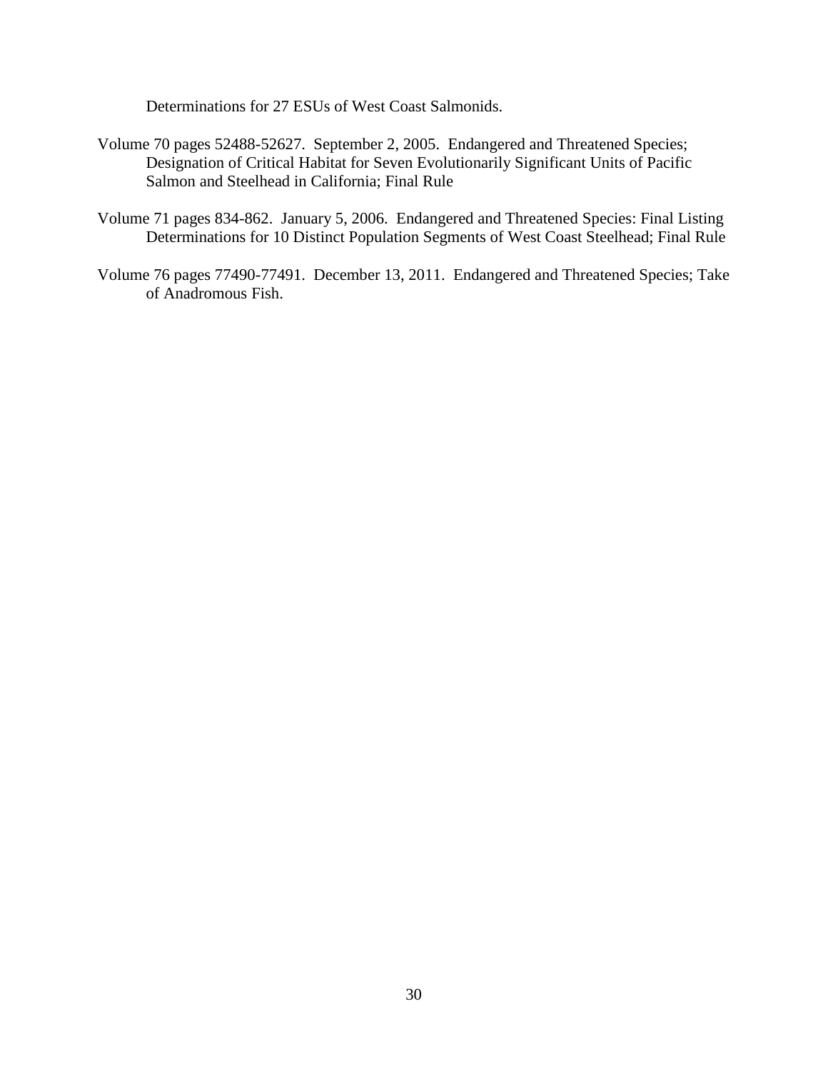Determinations for 27 ESUs of West Coast Salmonids.

Volume 70 pages 52488-52627. September 2, 2005. Endangered and Threatened Species; Designation of Critical Habitat for Seven Evolutionarily Significant Units of Pacific Salmon and Steelhead in California; Final Rule

Volume 71 pages 834-862. January 5, 2006. Endangered and Threatened Species: Final Listing Determinations for 10 Distinct Population Segments of West Coast Steelhead; Final Rule

Volume 76 pages 77490-77491. December 13, 2011. Endangered and Threatened Species; Take of Anadromous Fish.